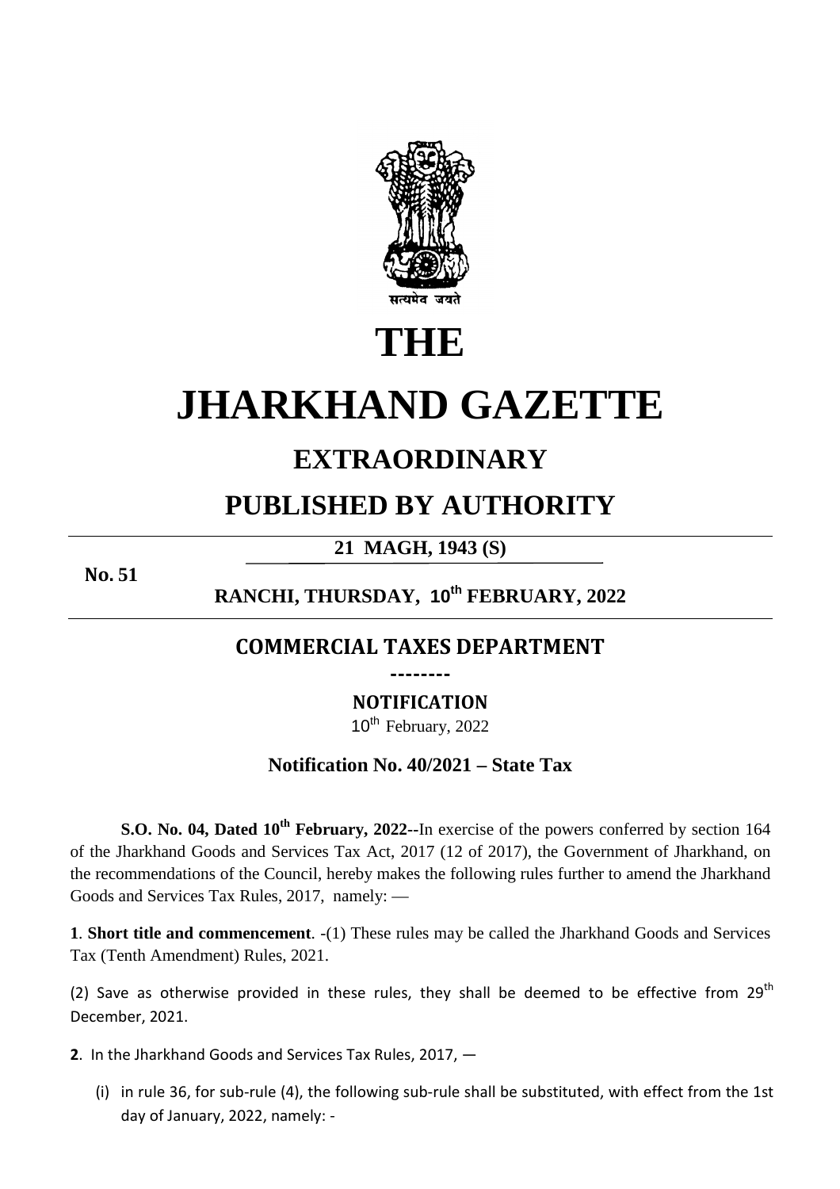सत्यमेव जयते

# THE

# JHARKHAND GAZETTE

## EXTRAORDINARY

## PUBLISHED BY AUTHORITY

**21 MAGH, 1943 (S)**

**No. 51**

**RANCHI, THURSDAY, 10th FEBRUARY, 2022**

## COMMERCIAL TAXES DEPARTMENT

--------

**NOTIFICATION**

10th February, 2022

### Notification No. 40/2021 – State Tax

**S.O. No. 04, Dated 10th February, 2022--**In exercise of the powers conferred by section 164 of the Jharkhand Goods and Services Tax Act, 2017 (12 of 2017), the Government of Jharkhand, on the recommendations of the Council, hereby makes the following rules further to amend the Jharkhand Goods and Services Tax Rules, 2017, namely: —

**1**. **Short title and commencement**. -(1) These rules may be called the Jharkhand Goods and Services Tax (Tenth Amendment) Rules, 2021.

(2) Save as otherwise provided in these rules, they shall be deemed to be effective from 29th December, 2021.

**2**. In the Jharkhand Goods and Services Tax Rules, 2017, —

(i) in rule 36, for sub-rule (4), the following sub-rule shall be substituted, with effect from the 1st day of January, 2022, namely: -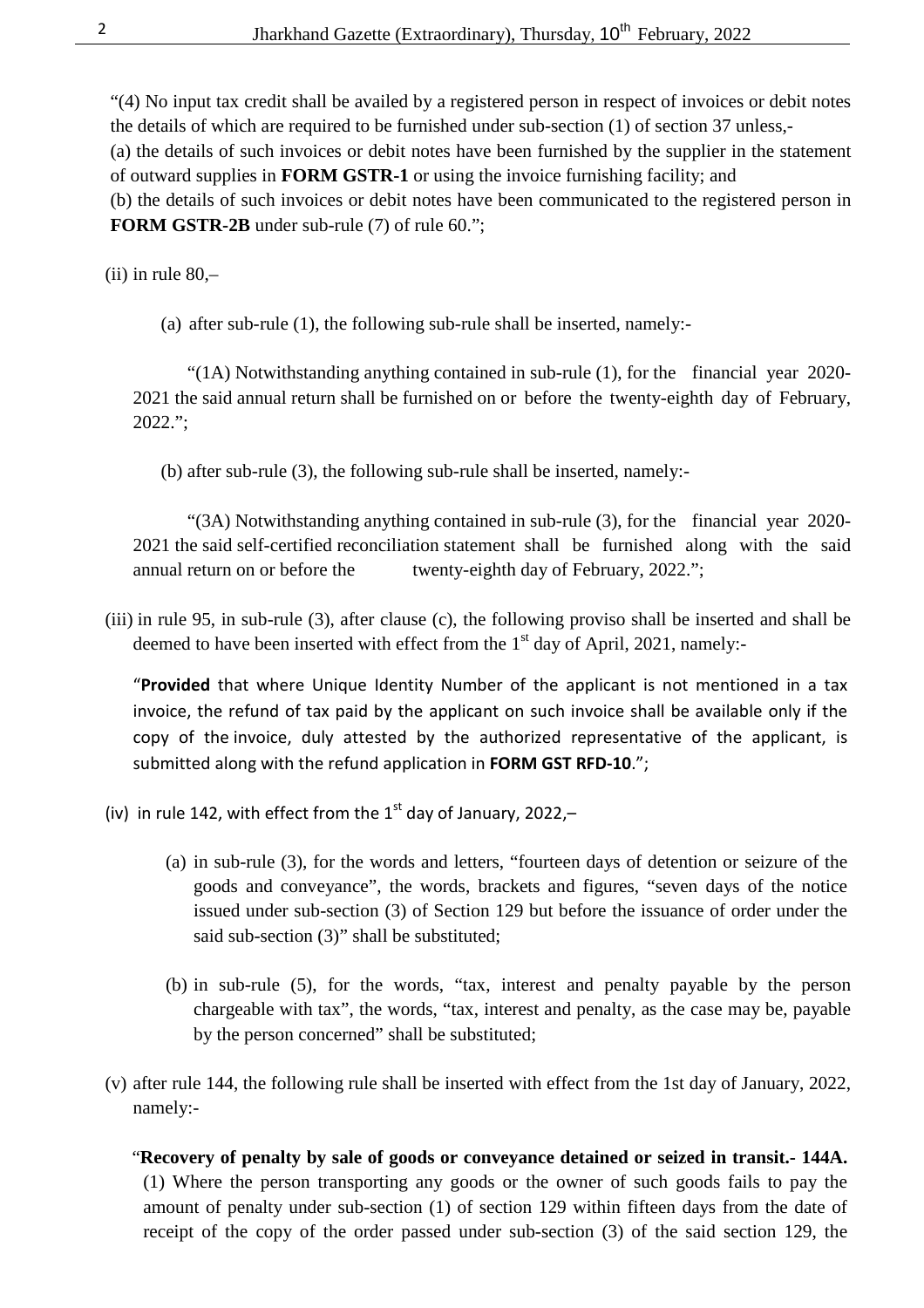"(4) No input tax credit shall be availed by a registered person in respect of invoices or debit notes the details of which are required to be furnished under sub-section (1) of section 37 unless,-

(a) the details of such invoices or debit notes have been furnished by the supplier in the statement of outward supplies in **FORM GSTR-1** or using the invoice furnishing facility; and

(b) the details of such invoices or debit notes have been communicated to the registered person in **FORM GSTR-2B** under sub-rule (7) of rule 60.";

(ii) in rule 80,–

(a) after sub-rule (1), the following sub-rule shall be inserted, namely:-

"(1A) Notwithstanding anything contained in sub-rule (1), for the financial year 2020-2021 the said annual return shall be furnished on or before the twenty-eighth day of February, 2022.";

(b) after sub-rule (3), the following sub-rule shall be inserted, namely:-

"(3A) Notwithstanding anything contained in sub-rule (3), for the financial year 2020-2021 the said self-certified reconciliation statement shall be furnished along with the said annual return on or before the twenty-eighth day of February, 2022.";

(iii) in rule 95, in sub-rule (3), after clause (c), the following proviso shall be inserted and shall be deemed to have been inserted with effect from the 1st day of April, 2021, namely:-

"**Provided** that where Unique Identity Number of the applicant is not mentioned in a tax invoice, the refund of tax paid by the applicant on such invoice shall be available only if the copy of the invoice, duly attested by the authorized representative of the applicant, is submitted along with the refund application in **FORM GST RFD-10**.";

(iv) in rule 142, with effect from the 1st day of January, 2022,–

(a) in sub-rule (3), for the words and letters, "fourteen days of detention or seizure of the goods and conveyance", the words, brackets and figures, "seven days of the notice issued under sub-section (3) of Section 129 but before the issuance of order under the said sub-section (3)" shall be substituted;

(b) in sub-rule (5), for the words, "tax, interest and penalty payable by the person chargeable with tax", the words, "tax, interest and penalty, as the case may be, payable by the person concerned" shall be substituted;

(v) after rule 144, the following rule shall be inserted with effect from the 1st day of January, 2022, namely:-

"**Recovery of penalty by sale of goods or conveyance detained or seized in transit.- 144A.** (1) Where the person transporting any goods or the owner of such goods fails to pay the amount of penalty under sub-section (1) of section 129 within fifteen days from the date of receipt of the copy of the order passed under sub-section (3) of the said section 129, the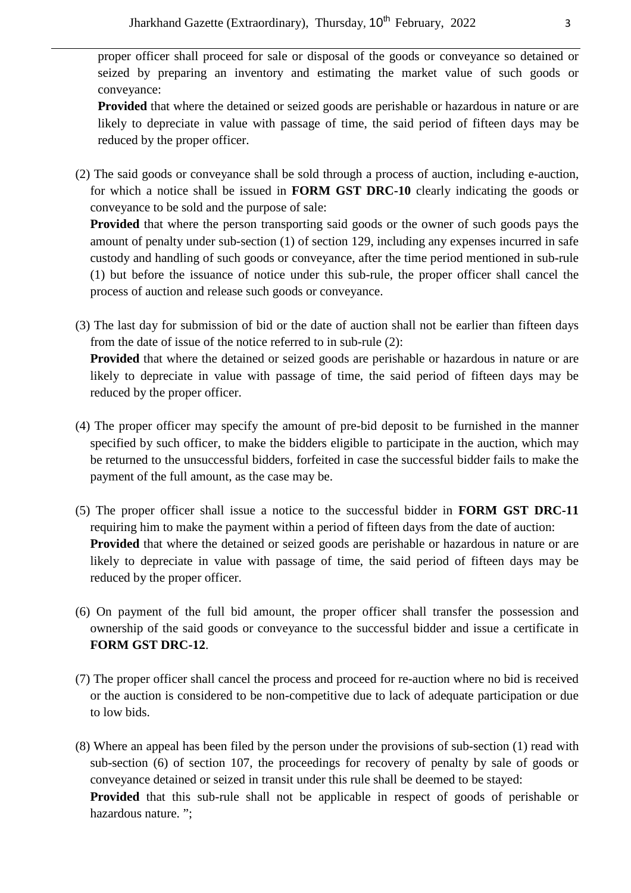proper officer shall proceed for sale or disposal of the goods or conveyance so detained or seized by preparing an inventory and estimating the market value of such goods or conveyance:

**Provided** that where the detained or seized goods are perishable or hazardous in nature or are likely to depreciate in value with passage of time, the said period of fifteen days may be reduced by the proper officer.

(2) The said goods or conveyance shall be sold through a process of auction, including e-auction, for which a notice shall be issued in **FORM GST DRC-10** clearly indicating the goods or conveyance to be sold and the purpose of sale:

**Provided** that where the person transporting said goods or the owner of such goods pays the amount of penalty under sub-section (1) of section 129, including any expenses incurred in safe custody and handling of such goods or conveyance, after the time period mentioned in sub-rule (1) but before the issuance of notice under this sub-rule, the proper officer shall cancel the process of auction and release such goods or conveyance.

(3) The last day for submission of bid or the date of auction shall not be earlier than fifteen days from the date of issue of the notice referred to in sub-rule (2):

**Provided** that where the detained or seized goods are perishable or hazardous in nature or are likely to depreciate in value with passage of time, the said period of fifteen days may be reduced by the proper officer.

(4) The proper officer may specify the amount of pre-bid deposit to be furnished in the manner specified by such officer, to make the bidders eligible to participate in the auction, which may be returned to the unsuccessful bidders, forfeited in case the successful bidder fails to make the payment of the full amount, as the case may be.

(5) The proper officer shall issue a notice to the successful bidder in **FORM GST DRC-11** requiring him to make the payment within a period of fifteen days from the date of auction:

**Provided** that where the detained or seized goods are perishable or hazardous in nature or are likely to depreciate in value with passage of time, the said period of fifteen days may be reduced by the proper officer.

(6) On payment of the full bid amount, the proper officer shall transfer the possession and ownership of the said goods or conveyance to the successful bidder and issue a certificate in **FORM GST DRC-12**.

(7) The proper officer shall cancel the process and proceed for re-auction where no bid is received or the auction is considered to be non-competitive due to lack of adequate participation or due to low bids.

(8) Where an appeal has been filed by the person under the provisions of sub-section (1) read with sub-section (6) of section 107, the proceedings for recovery of penalty by sale of goods or conveyance detained or seized in transit under this rule shall be deemed to be stayed:

**Provided** that this sub-rule shall not be applicable in respect of goods of perishable or hazardous nature. ";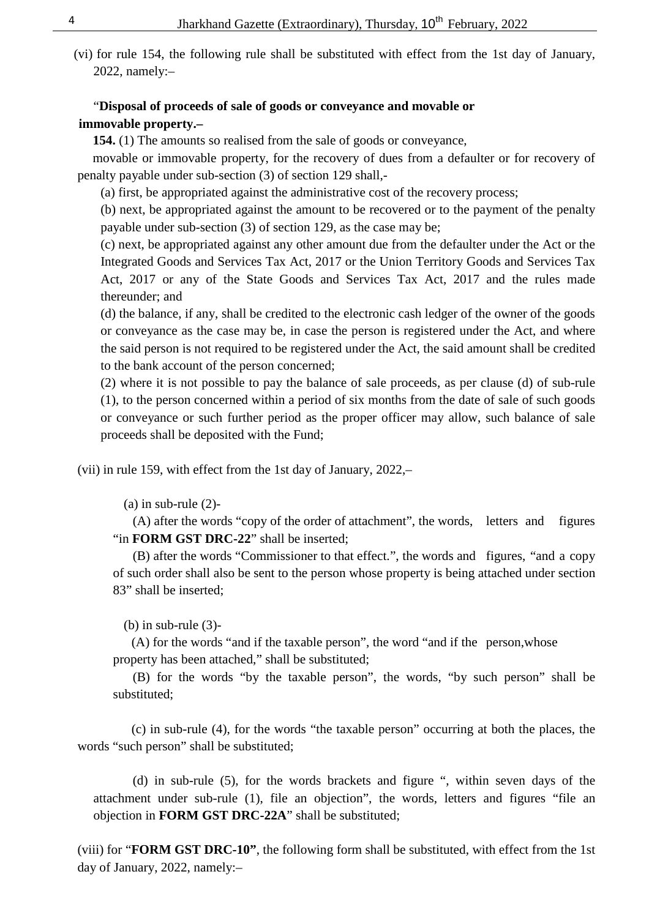(vi) for rule 154, the following rule shall be substituted with effect from the 1st day of January, 2022, namely:–

"**Disposal of proceeds of sale of goods or conveyance and movable or immovable property.–**

**154.** (1) The amounts so realised from the sale of goods or conveyance, movable or immovable property, for the recovery of dues from a defaulter or for recovery of penalty payable under sub-section (3) of section 129 shall,-

(a) first, be appropriated against the administrative cost of the recovery process;

(b) next, be appropriated against the amount to be recovered or to the payment of the penalty payable under sub-section (3) of section 129, as the case may be;

(c) next, be appropriated against any other amount due from the defaulter under the Act or the Integrated Goods and Services Tax Act, 2017 or the Union Territory Goods and Services Tax Act, 2017 or any of the State Goods and Services Tax Act, 2017 and the rules made thereunder; and

(d) the balance, if any, shall be credited to the electronic cash ledger of the owner of the goods or conveyance as the case may be, in case the person is registered under the Act, and where the said person is not required to be registered under the Act, the said amount shall be credited to the bank account of the person concerned;

(2) where it is not possible to pay the balance of sale proceeds, as per clause (d) of sub-rule (1), to the person concerned within a period of six months from the date of sale of such goods or conveyance or such further period as the proper officer may allow, such balance of sale proceeds shall be deposited with the Fund;

(vii) in rule 159, with effect from the 1st day of January, 2022,–

(a) in sub-rule (2)-

(A) after the words "copy of the order of attachment", the words, letters and figures "in **FORM GST DRC-22**" shall be inserted;

(B) after the words "Commissioner to that effect.", the words and figures, "and a copy of such order shall also be sent to the person whose property is being attached under section 83" shall be inserted;

(b) in sub-rule (3)-

(A) for the words "and if the taxable person", the word "and if the person,whose property has been attached," shall be substituted;

(B) for the words "by the taxable person", the words, "by such person" shall be substituted;

(c) in sub-rule (4), for the words "the taxable person" occurring at both the places, the words "such person" shall be substituted;

(d) in sub-rule (5), for the words brackets and figure ", within seven days of the attachment under sub-rule (1), file an objection", the words, letters and figures "file an objection in **FORM GST DRC-22A**" shall be substituted;

(viii) for "**FORM GST DRC-10"**, the following form shall be substituted, with effect from the 1st day of January, 2022, namely:–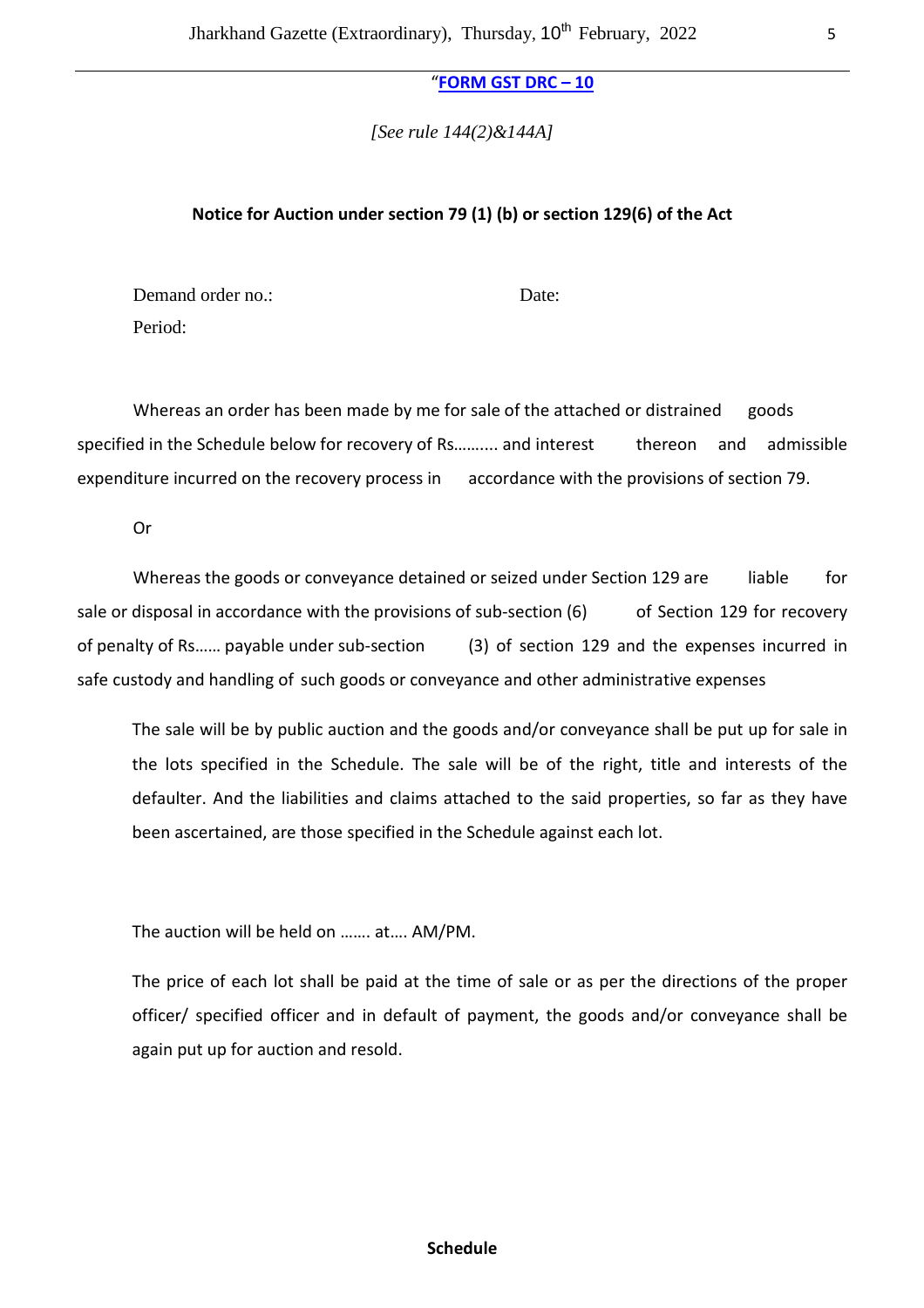"**FORM GST DRC – 10**

*[See rule 144(2)&144A]*

**Notice for Auction under section 79 (1) (b) or section 129(6) of the Act**

Demand order no.: Date:

Period:

Whereas an order has been made by me for sale of the attached or distrained goods specified in the Schedule below for recovery of Rs.......... and interest thereon and admissible expenditure incurred on the recovery process in accordance with the provisions of section 79.

Or

Whereas the goods or conveyance detained or seized under Section 129 are liable for sale or disposal in accordance with the provisions of sub-section (6) of Section 129 for recovery of penalty of Rs...... payable under sub-section (3) of section 129 and the expenses incurred in safe custody and handling of such goods or conveyance and other administrative expenses

The sale will be by public auction and the goods and/or conveyance shall be put up for sale in the lots specified in the Schedule. The sale will be of the right, title and interests of the defaulter. And the liabilities and claims attached to the said properties, so far as they have been ascertained, are those specified in the Schedule against each lot.

The auction will be held on ....... at.... AM/PM.

The price of each lot shall be paid at the time of sale or as per the directions of the proper officer/ specified officer and in default of payment, the goods and/or conveyance shall be again put up for auction and resold.

**Schedule**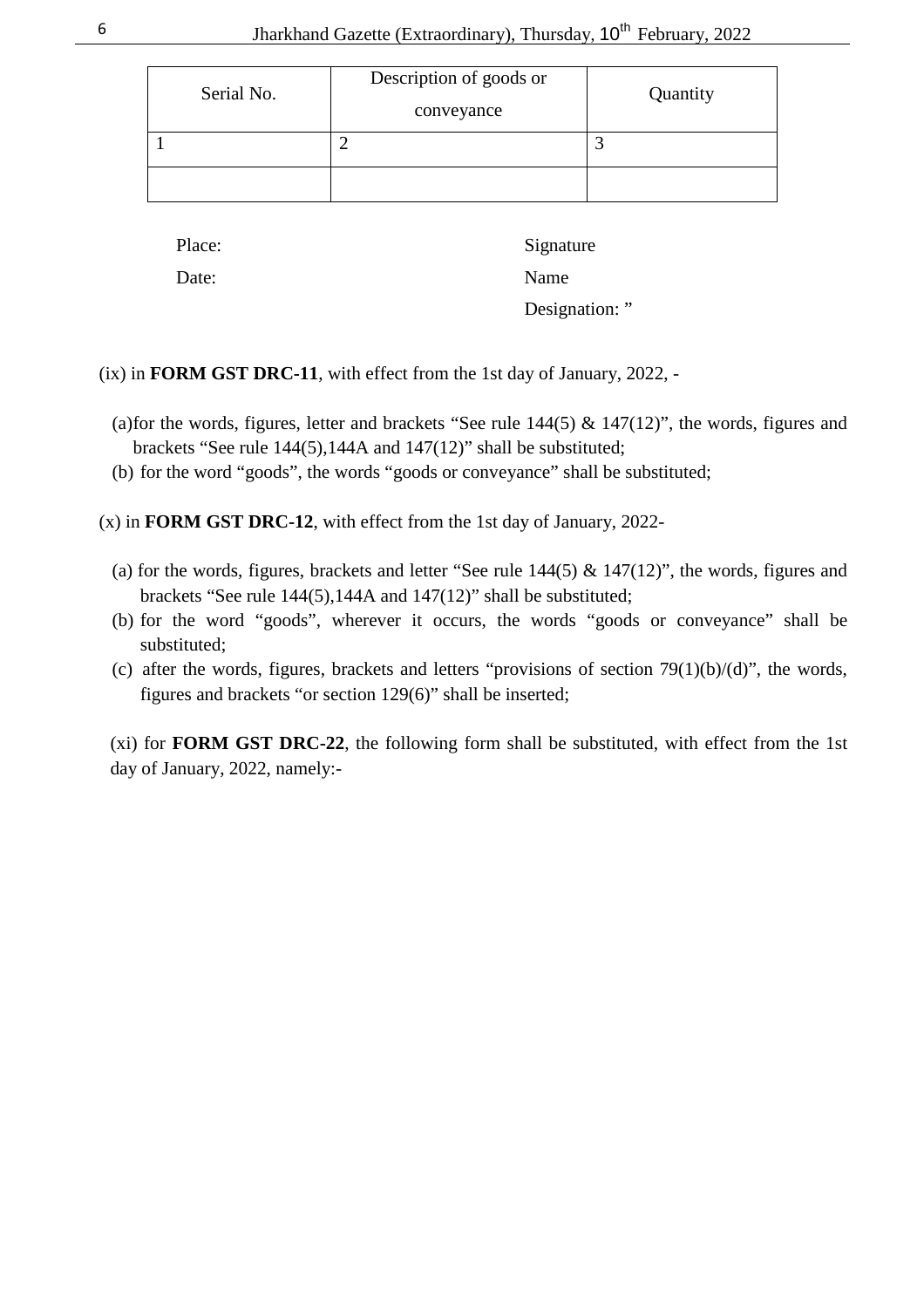| Serial No. | Description of goods or conveyance | Quantity |
|---|---|---|
| 1 | 2 | 3 |
| | | |

Place: Signature

Date: Name

Designation: ”

(ix) in **FORM GST DRC-11**, with effect from the 1st day of January, 2022, -

(a)for the words, figures, letter and brackets “See rule 144(5) & 147(12)”, the words, figures and brackets “See rule 144(5),144A and 147(12)” shall be substituted;

(b) for the word “goods”, the words “goods or conveyance” shall be substituted;

(x) in **FORM GST DRC-12**, with effect from the 1st day of January, 2022-

(a) for the words, figures, brackets and letter “See rule 144(5) & 147(12)”, the words, figures and brackets “See rule 144(5),144A and 147(12)” shall be substituted;

(b) for the word “goods”, wherever it occurs, the words “goods or conveyance” shall be substituted;

(c) after the words, figures, brackets and letters “provisions of section 79(1)(b)/(d)”, the words, figures and brackets “or section 129(6)” shall be inserted;

(xi) for **FORM GST DRC-22**, the following form shall be substituted, with effect from the 1st day of January, 2022, namely:-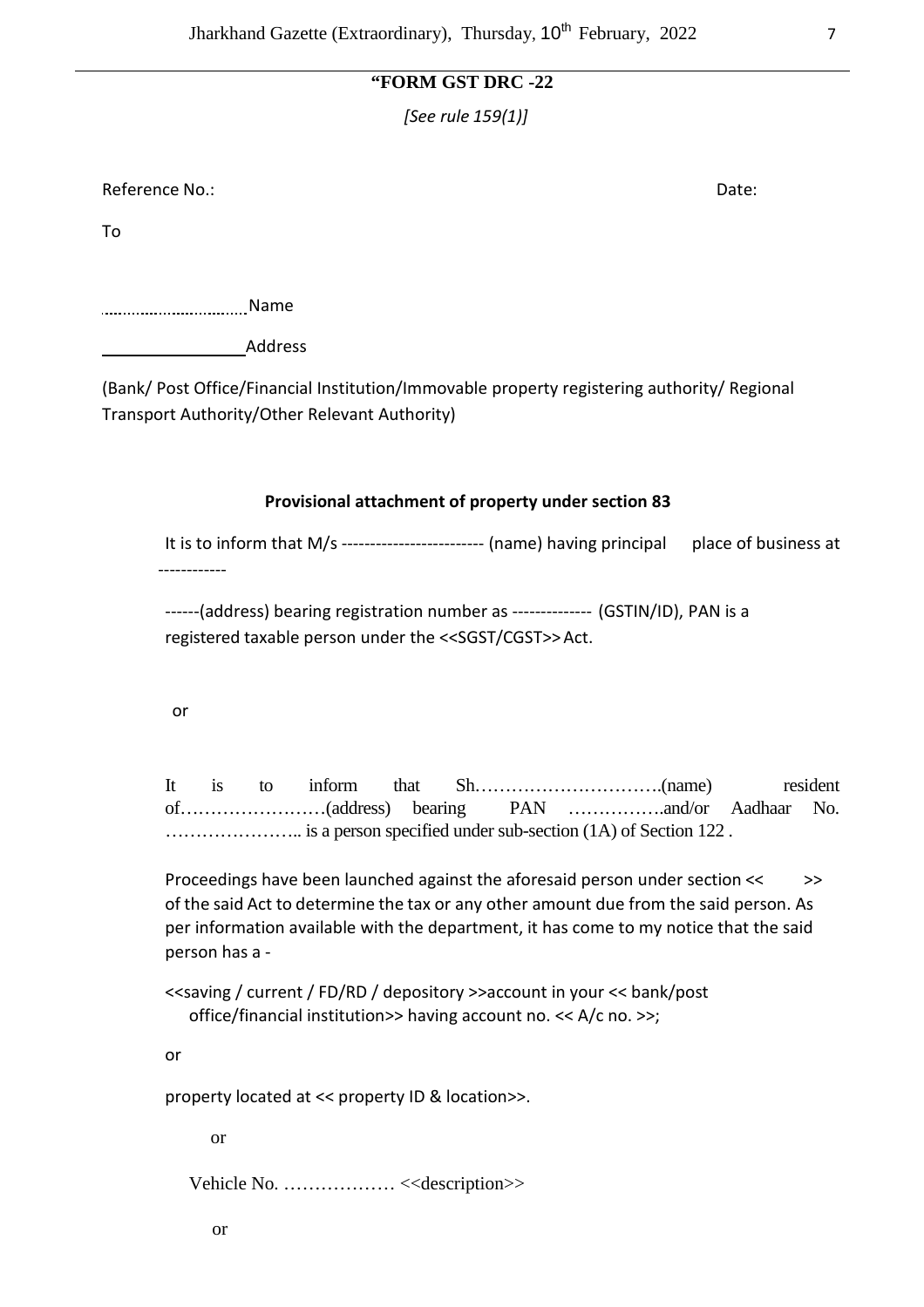**"FORM GST DRC -22**

*[See rule 159(1)]*

Reference No.: Date:

To

................................ Name

_______________ Address

(Bank/ Post Office/Financial Institution/Immovable property registering authority/ Regional Transport Authority/Other Relevant Authority)

**Provisional attachment of property under section 83**

It is to inform that M/s ------------------------- (name) having principal place of business at ------------

------(address) bearing registration number as -------------- (GSTIN/ID), PAN is a registered taxable person under the <<SGST/CGST>> Act.

or

It is to inform that Sh.………………………….(name) resident of……………………(address) bearing PAN …………….and/or Aadhaar No. ………………….. is a person specified under sub-section (1A) of Section 122 .

Proceedings have been launched against the aforesaid person under section << >> of the said Act to determine the tax or any other amount due from the said person. As per information available with the department, it has come to my notice that the said person has a -

<<saving / current / FD/RD / depository >>account in your << bank/post office/financial institution>> having account no. << A/c no. >>;

or

property located at << property ID & location>>.

or

Vehicle No. ……………… <<description>>

or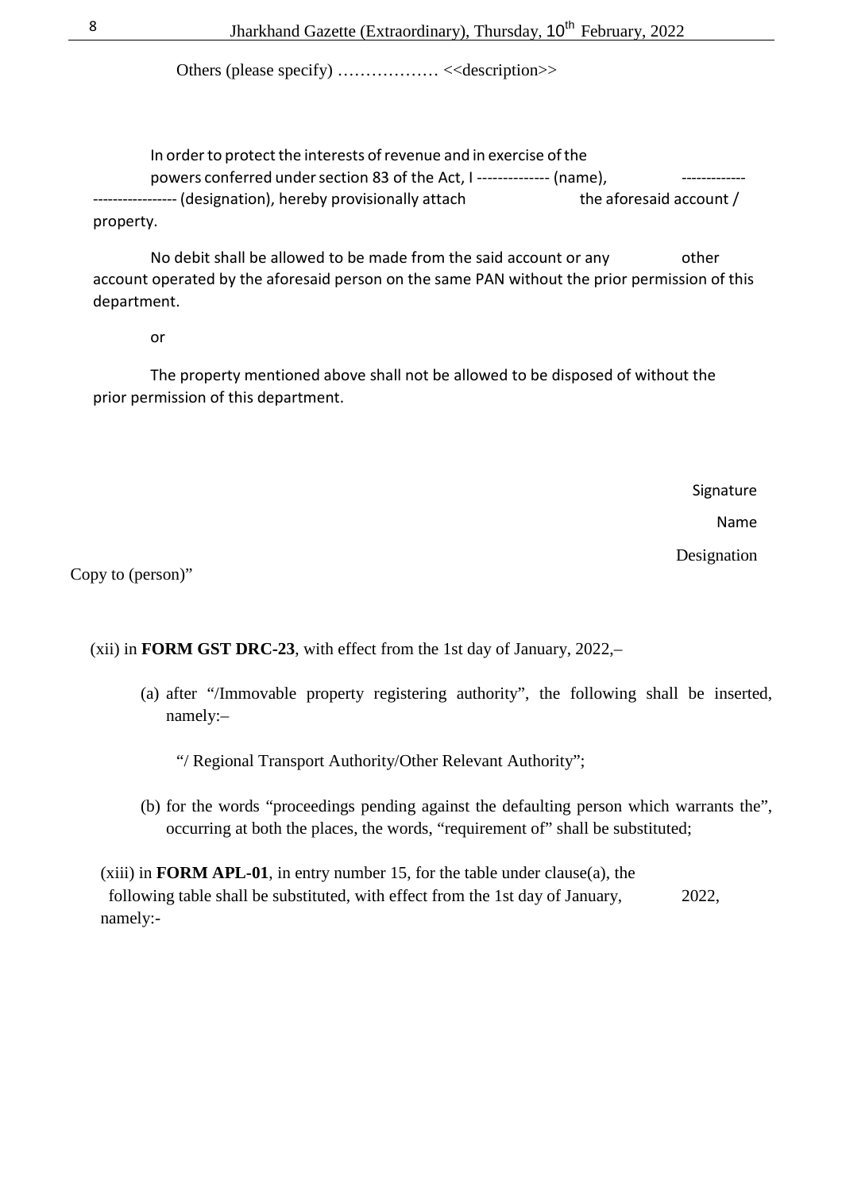Others (please specify) ……………… <<description>>

In order to protect the interests of revenue and in exercise of the powers conferred under section 83 of the Act, I -------------- (name), ------------------------------ (designation), hereby provisionally attach the aforesaid account / property.

No debit shall be allowed to be made from the said account or any other account operated by the aforesaid person on the same PAN without the prior permission of this department.

or

The property mentioned above shall not be allowed to be disposed of without the prior permission of this department.

Signature

Name

Designation

Copy to (person)"

(xii) in **FORM GST DRC-23**, with effect from the 1st day of January, 2022,–

(a) after "/Immovable property registering authority", the following shall be inserted, namely:–

"/ Regional Transport Authority/Other Relevant Authority";

(b) for the words "proceedings pending against the defaulting person which warrants the", occurring at both the places, the words, "requirement of" shall be substituted;

(xiii) in **FORM APL-01**, in entry number 15, for the table under clause(a), the following table shall be substituted, with effect from the 1st day of January, 2022, namely:-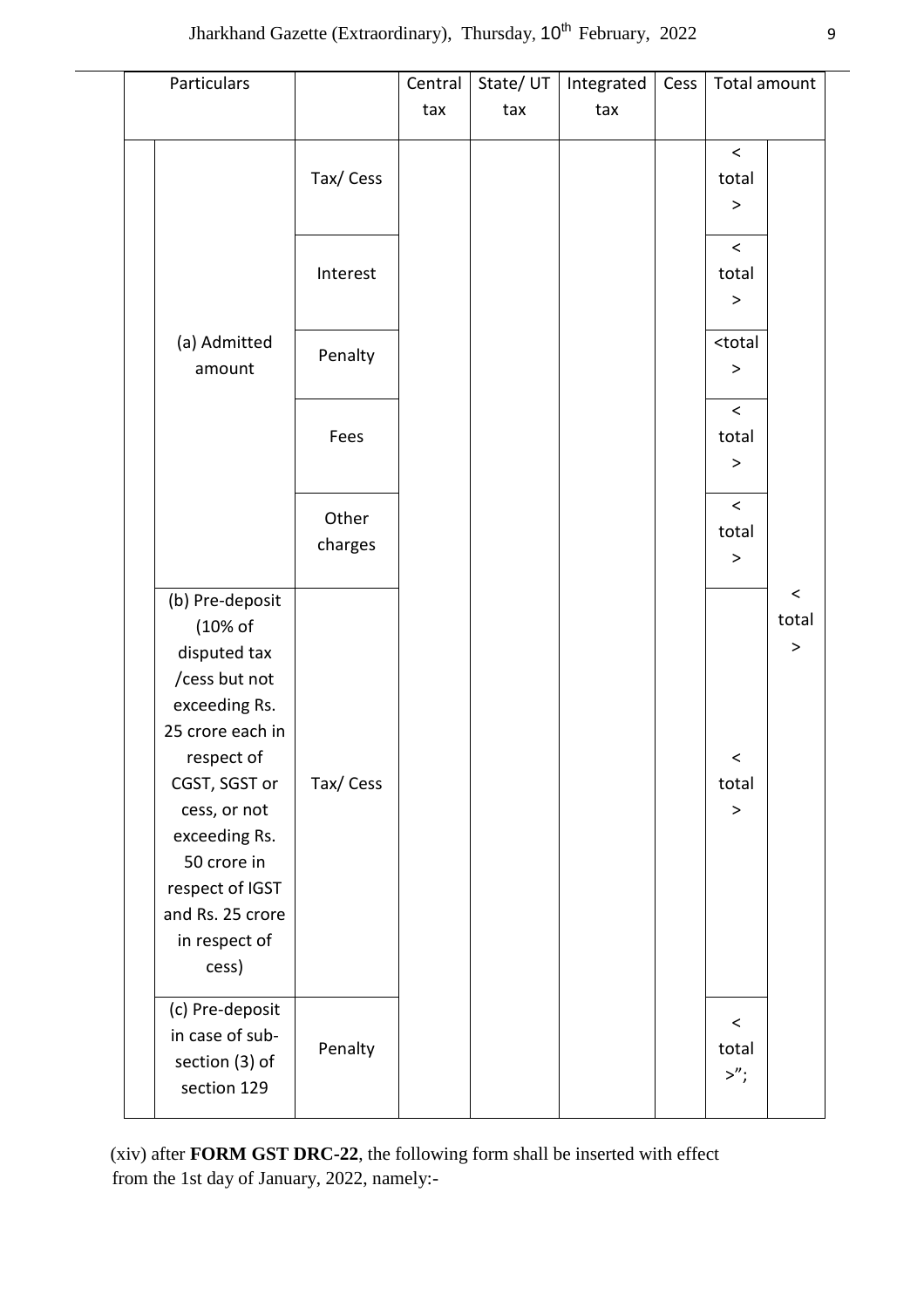| Particulars | | | Central tax | State/ UT tax | Integrated tax | Cess | Total amount | |
|---|---|---|---|---|---|---|---|---|
| | (a) Admitted amount | Tax/ Cess | | | | | < total > | < total > |
| | | Interest | | | | | < total > | |
| | | Penalty | | | | | <total > | |
| | | Fees | | | | | < total > | |
| | | Other charges | | | | | < total > | |
| | (b) Pre-deposit (10% of disputed tax /cess but not exceeding Rs. 25 crore each in respect of CGST, SGST or cess, or not exceeding Rs. 50 crore in respect of IGST and Rs. 25 crore in respect of cess) | Tax/ Cess | | | | | < total > | |
| | (c) Pre-deposit in case of sub-section (3) of section 129 | Penalty | | | | | < total >”; | |

(xiv) after **FORM GST DRC-22**, the following form shall be inserted with effect from the 1st day of January, 2022, namely:-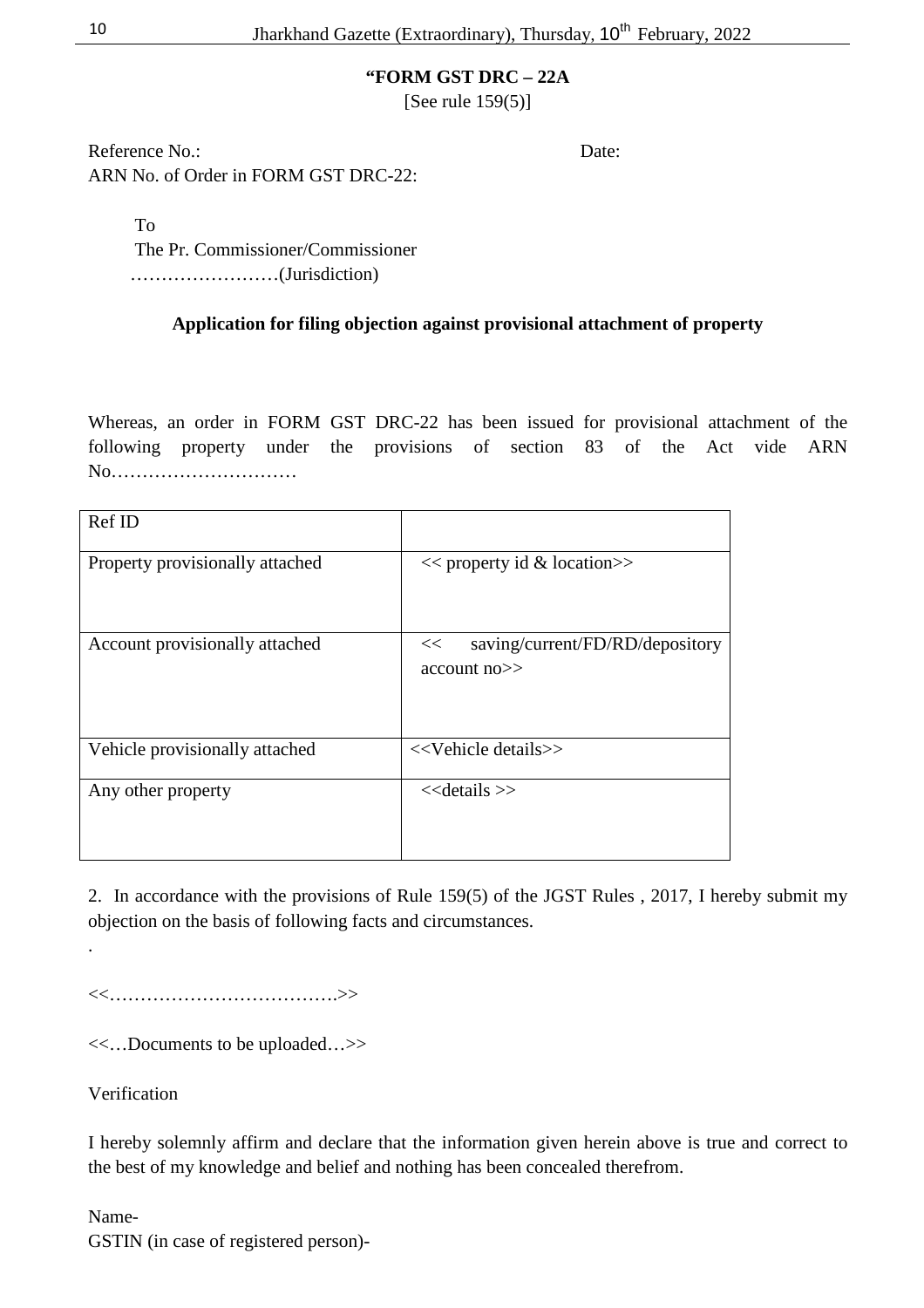**“FORM GST DRC – 22A**

[See rule 159(5)]

Reference No.: Date:

ARN No. of Order in FORM GST DRC-22:

To

The Pr. Commissioner/Commissioner

……………………(Jurisdiction)

**Application for filing objection against provisional attachment of property**

Whereas, an order in FORM GST DRC-22 has been issued for provisional attachment of the following property under the provisions of section 83 of the Act vide ARN No…………………………

| Ref ID | |
|---|---|
| Property provisionally attached | << property id & location>> |
| Account provisionally attached | << saving/current/FD/RD/depository account no>> |
| Vehicle provisionally attached | <<Vehicle details>> |
| Any other property | <<details >> |

2. In accordance with the provisions of Rule 159(5) of the JGST Rules , 2017, I hereby submit my objection on the basis of following facts and circumstances.

.

<<……………………………….>>

<<…Documents to be uploaded…>>

Verification

I hereby solemnly affirm and declare that the information given herein above is true and correct to the best of my knowledge and belief and nothing has been concealed therefrom.

Name-

GSTIN (in case of registered person)-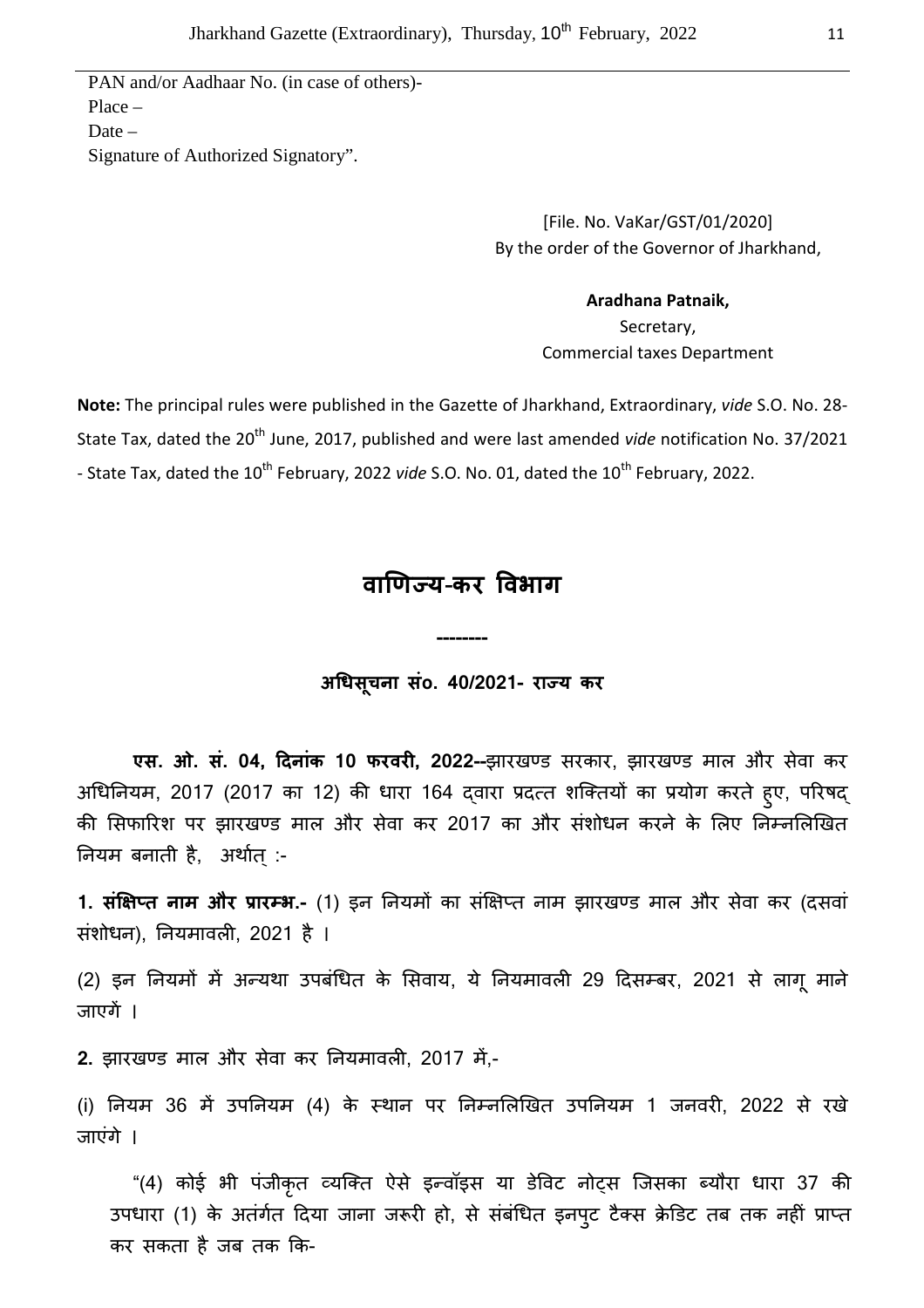PAN and/or Aadhaar No. (in case of others)-
Place –
Date –
Signature of Authorized Signatory".

[File. No. VaKar/GST/01/2020]
By the order of the Governor of Jharkhand,

**Aradhana Patnaik,**
Secretary,
Commercial taxes Department

**Note:** The principal rules were published in the Gazette of Jharkhand, Extraordinary, *vide* S.O. No. 28-State Tax, dated the 20th June, 2017, published and were last amended *vide* notification No. 37/2021 - State Tax, dated the 10th February, 2022 *vide* S.O. No. 01, dated the 10th February, 2022.

# वाणिज्य-कर विभाग

--------

## अधिसूचना सं० 40/2021- राज्य कर

**एस. ओ. सं. 04, दिनांक 10 फरवरी, 2022--**झारखण्ड सरकार, झारखण्ड माल और सेवा कर अधिनियम, 2017 (2017 का 12) की धारा 164 द्वारा प्रदत्त शक्तियों का प्रयोग करते हुए, परिषद् की सिफारिश पर झारखण्ड माल और सेवा कर 2017 का और संशोधन करने के लिए निम्नलिखित नियम बनाती है, अर्थात् :-

**1. संक्षिप्त नाम और प्रारम्भ.-** (1) इन नियमों का संक्षिप्त नाम झारखण्ड माल और सेवा कर (दसवां संशोधन), नियमावली, 2021 है ।

(2) इन नियमों में अन्यथा उपबंधित के सिवाय, ये नियमावली 29 दिसम्बर, 2021 से लागू माने जाएगें ।

**2.** झारखण्ड माल और सेवा कर नियमावली, 2017 में,-

(i) नियम 36 में उपनियम (4) के स्थान पर निम्नलिखित उपनियम 1 जनवरी, 2022 से रखे जाएंगे ।

"(4) कोई भी पंजीकृत व्यक्ति ऐसे इन्वॉइस या डेबिट नोट्स जिसका ब्यौरा धारा 37 की उपधारा (1) के अंतर्गत दिया जाना जरूरी हो, से संबंधित इनपुट टैक्स क्रेडिट तब तक नहीं प्राप्त कर सकता है जब तक कि-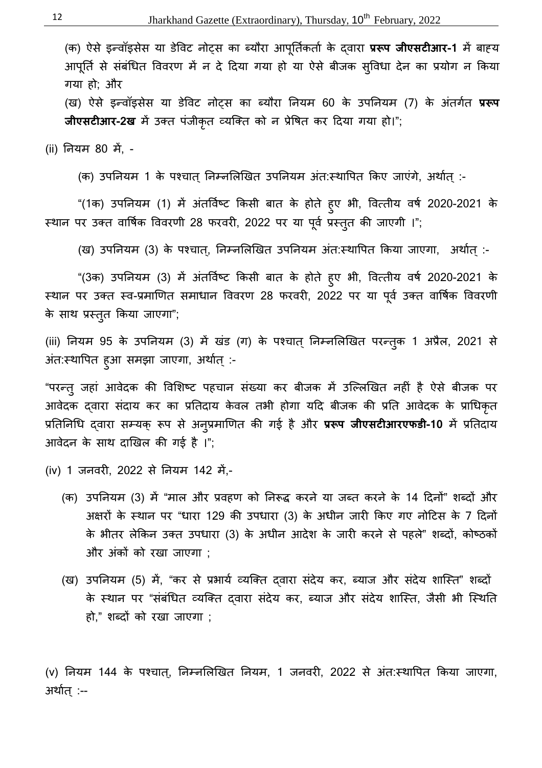(क) ऐसे इन्वॉइसेस या डेबिट नोट्स का ब्यौरा आपूर्तिकर्ता के द्वारा **प्ररूप जीएसटीआर-1** में बाह्य आपूर्ति से संबंधित विवरण में न दे दिया गया हो या ऐसे बीजक सुविधा देन का प्रयोग न किया गया हो; और

(ख) ऐसे इन्वॉइसेस या डेबिट नोट्स का ब्यौरा नियम 60 के उपनियम (7) के अंतर्गत **प्ररूप जीएसटीआर-2ख** में उक्त पंजीकृत व्यक्ति को न प्रेषित कर दिया गया हो।";

(ii) नियम 80 में, -

(क) उपनियम 1 के पश्चात् निम्नलिखित उपनियम अंत:स्थापित किए जाएंगे, अर्थात् :-

"(1क) उपनियम (1) में अंतर्विष्ट किसी बात के होते हुए भी, वित्तीय वर्ष 2020-2021 के स्थान पर उक्त वार्षिक विवरणी 28 फरवरी, 2022 पर या पूर्व प्रस्तुत की जाएगी ।";

(ख) उपनियम (3) के पश्चात्, निम्नलिखित उपनियम अंत:स्थापित किया जाएगा, अर्थात् :-

"(3क) उपनियम (3) में अंतर्विष्ट किसी बात के होते हुए भी, वित्तीय वर्ष 2020-2021 के स्थान पर उक्त स्व-प्रमाणित समाधान विवरण 28 फरवरी, 2022 पर या पूर्व उक्त वार्षिक विवरणी के साथ प्रस्तुत किया जाएगा";

(iii) नियम 95 के उपनियम (3) में खंड (ग) के पश्चात् निम्नलिखित परन्तुक 1 अप्रैल, 2021 से अंत:स्थापित हुआ समझा जाएगा, अर्थात् :-

"परन्तु जहां आवेदक की विशिष्ट पहचान संख्या कर बीजक में उल्लिखित नहीं है ऐसे बीजक पर आवेदक द्वारा संदाय कर का प्रतिदाय केवल तभी होगा यदि बीजक की प्रति आवेदक के प्राधिकृत प्रतिनिधि द्वारा सम्यक् रूप से अनुप्रमाणित की गई है और **प्ररूप जीएसटीआरएफडी-10** में प्रतिदाय आवेदन के साथ दाखिल की गई है ।";

(iv) 1 जनवरी, 2022 से नियम 142 में,-

(क) उपनियम (3) में "माल और प्रवहण को निरूद्ध करने या जब्त करने के 14 दिनों" शब्दों और अक्षरों के स्थान पर "धारा 129 की उपधारा (3) के अधीन जारी किए गए नोटिस के 7 दिनों के भीतर लेकिन उक्त उपधारा (3) के अधीन आदेश के जारी करने से पहले" शब्दों, कोष्ठकों और अंकों को रखा जाएगा ;

(ख) उपनियम (5) में, "कर से प्रभार्य व्यक्ति द्वारा संदेय कर, ब्याज और संदेय शास्ति" शब्दों के स्थान पर "संबंधित व्यक्ति द्वारा संदेय कर, ब्याज और संदेय शास्ति, जैसी भी स्थिति हो," शब्दों को रखा जाएगा ;

(v) नियम 144 के पश्चात्, निम्नलिखित नियम, 1 जनवरी, 2022 से अंत:स्थापित किया जाएगा, अर्थात् :--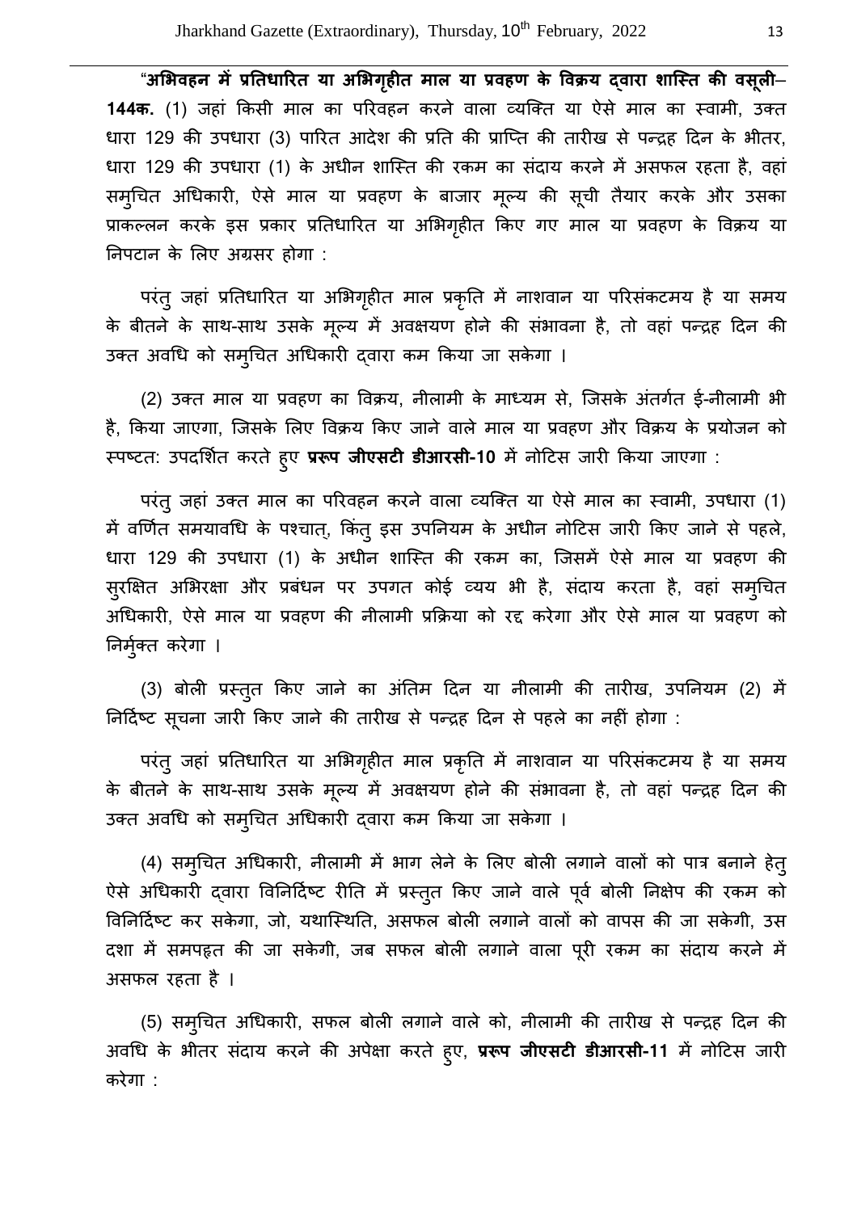"**अभिवहन में प्रतिधारित या अभिगृहीत माल या प्रवहण के विक्रय द्वारा शास्ति की वसूली– 144क.** (1) जहां किसी माल का परिवहन करने वाला व्यक्ति या ऐसे माल का स्वामी, उक्त धारा 129 की उपधारा (3) पारित आदेश की प्रति की प्राप्ति की तारीख से पन्द्रह दिन के भीतर, धारा 129 की उपधारा (1) के अधीन शास्ति की रकम का संदाय करने में असफल रहता है, वहां समुचित अधिकारी, ऐसे माल या प्रवहण के बाजार मूल्य की सूची तैयार करके और उसका प्राकल्लन करके इस प्रकार प्रतिधारित या अभिगृहीत किए गए माल या प्रवहण के विक्रय या निपटान के लिए अग्रसर होगा :

परंतु जहां प्रतिधारित या अभिगृहीत माल प्रकृति में नाशवान या परिसंकटमय है या समय के बीतने के साथ-साथ उसके मूल्य में अवक्षयण होने की संभावना है, तो वहां पन्द्रह दिन की उक्त अवधि को समुचित अधिकारी द्वारा कम किया जा सकेगा ।

(2) उक्त माल या प्रवहण का विक्रय, नीलामी के माध्यम से, जिसके अंतर्गत ई-नीलामी भी है, किया जाएगा, जिसके लिए विक्रय किए जाने वाले माल या प्रवहण और विक्रय के प्रयोजन को स्पष्टतः उपदर्शित करते हुए **प्ररूप जीएसटी डीआरसी-10** में नोटिस जारी किया जाएगा :

परंतु जहां उक्त माल का परिवहन करने वाला व्यक्ति या ऐसे माल का स्वामी, उपधारा (1) में वर्णित समयावधि के पश्चात्, किंतु इस उपनियम के अधीन नोटिस जारी किए जाने से पहले, धारा 129 की उपधारा (1) के अधीन शास्ति की रकम का, जिसमें ऐसे माल या प्रवहण की सुरक्षित अभिरक्षा और प्रबंधन पर उपगत कोई व्यय भी है, संदाय करता है, वहां समुचित अधिकारी, ऐसे माल या प्रवहण की नीलामी प्रक्रिया को रद्द करेगा और ऐसे माल या प्रवहण को निर्मुक्त करेगा ।

(3) बोली प्रस्तुत किए जाने का अंतिम दिन या नीलामी की तारीख, उपनियम (2) में निर्दिष्ट सूचना जारी किए जाने की तारीख से पन्द्रह दिन से पहले का नहीं होगा :

परंतु जहां प्रतिधारित या अभिगृहीत माल प्रकृति में नाशवान या परिसंकटमय है या समय के बीतने के साथ-साथ उसके मूल्य में अवक्षयण होने की संभावना है, तो वहां पन्द्रह दिन की उक्त अवधि को समुचित अधिकारी द्वारा कम किया जा सकेगा ।

(4) समुचित अधिकारी, नीलामी में भाग लेने के लिए बोली लगाने वालों को पात्र बनाने हेतु ऐसे अधिकारी द्वारा विनिर्दिष्ट रीति में प्रस्तुत किए जाने वाले पूर्व बोली निक्षेप की रकम को विनिर्दिष्ट कर सकेगा, जो, यथास्थिति, असफल बोली लगाने वालों को वापस की जा सकेगी, उस दशा में समपहृत की जा सकेगी, जब सफल बोली लगाने वाला पूरी रकम का संदाय करने में असफल रहता है ।

(5) समुचित अधिकारी, सफल बोली लगाने वाले को, नीलामी की तारीख से पन्द्रह दिन की अवधि के भीतर संदाय करने की अपेक्षा करते हुए, **प्ररूप जीएसटी डीआरसी-11** में नोटिस जारी करेगा :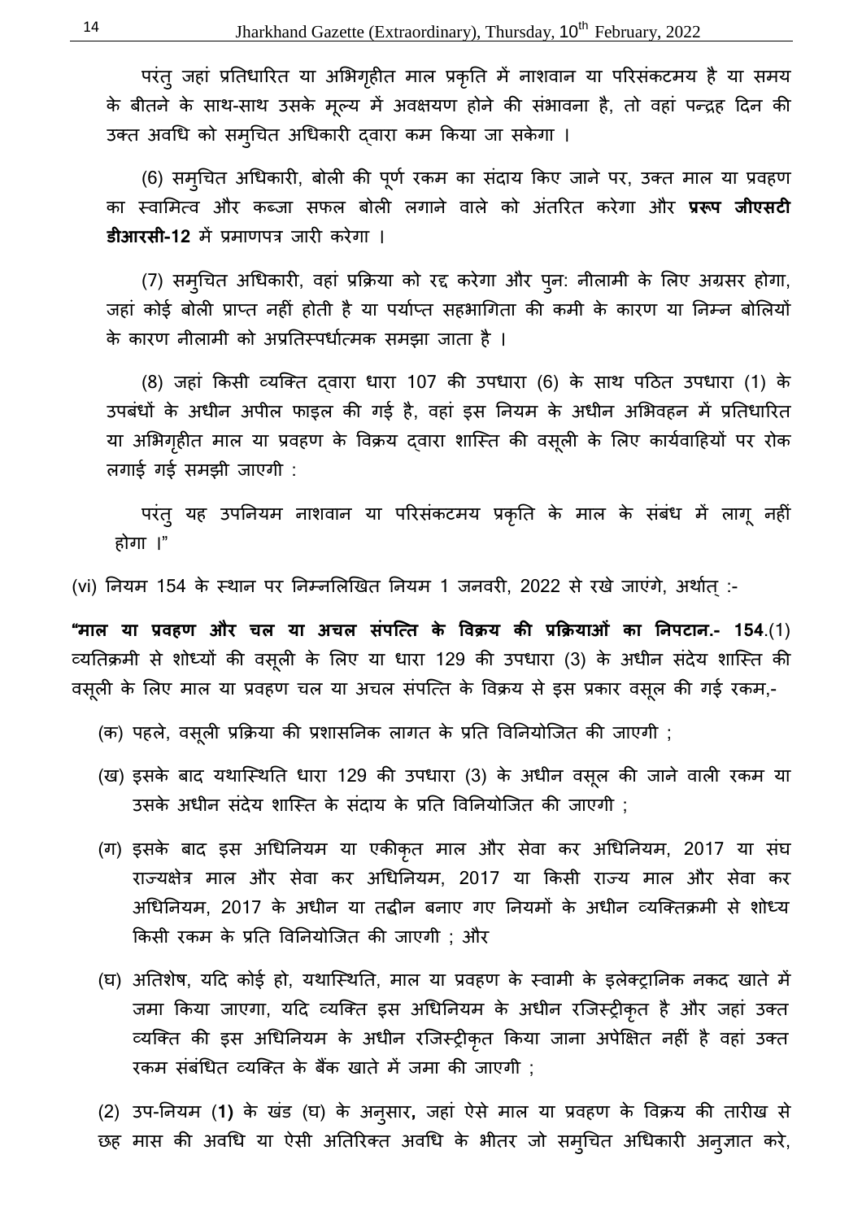परंतु जहां प्रतिधारित या अभिगृहीत माल प्रकृति में नाशवान या परिसंकटमय है या समय के बीतने के साथ-साथ उसके मूल्य में अवक्षयण होने की संभावना है, तो वहां पन्द्रह दिन की उक्त अवधि को समुचित अधिकारी द्वारा कम किया जा सकेगा ।

(6) समुचित अधिकारी, बोली की पूर्ण रकम का संदाय किए जाने पर, उक्त माल या प्रवहण का स्वामित्व और कब्जा सफल बोली लगाने वाले को अंतरित करेगा और **प्ररूप जीएसटी डीआरसी-12** में प्रमाणपत्र जारी करेगा ।

(7) समुचित अधिकारी, वहां प्रक्रिया को रद्द करेगा और पुन: नीलामी के लिए अग्रसर होगा, जहां कोई बोली प्राप्त नहीं होती है या पर्याप्त सहभागिता की कमी के कारण या निम्न बोलियों के कारण नीलामी को अप्रतिस्पर्धात्मक समझा जाता है ।

(8) जहां किसी व्यक्ति द्वारा धारा 107 की उपधारा (6) के साथ पठित उपधारा (1) के उपबंधों के अधीन अपील फाइल की गई है, वहां इस नियम के अधीन अभिवहन में प्रतिधारित या अभिगृहीत माल या प्रवहण के विक्रय द्वारा शास्ति की वसूली के लिए कार्यवाहियों पर रोक लगाई गई समझी जाएगी :

परंतु यह उपनियम नाशवान या परिसंकटमय प्रकृति के माल के संबंध में लागू नहीं होगा ।"

(vi) नियम 154 के स्थान पर निम्नलिखित नियम 1 जनवरी, 2022 से रखे जाएंगे, अर्थात् :-

**"माल या प्रवहण और चल या अचल संपत्ति के विक्रय की प्रक्रियाओं का निपटान.- 154**.(1) व्यतिक्रमी से शोध्यों की वसूली के लिए या धारा 129 की उपधारा (3) के अधीन संदेय शास्ति की वसूली के लिए माल या प्रवहण चल या अचल संपत्ति के विक्रय से इस प्रकार वसूल की गई रकम,-

(क) पहले, वसूली प्रक्रिया की प्रशासनिक लागत के प्रति विनियोजित की जाएगी ;

(ख) इसके बाद यथास्थिति धारा 129 की उपधारा (3) के अधीन वसूल की जाने वाली रकम या उसके अधीन संदेय शास्ति के संदाय के प्रति विनियोजित की जाएगी ;

(ग) इसके बाद इस अधिनियम या एकीकृत माल और सेवा कर अधिनियम, 2017 या संघ राज्यक्षेत्र माल और सेवा कर अधिनियम, 2017 या किसी राज्य माल और सेवा कर अधिनियम, 2017 के अधीन या तद्धीन बनाए गए नियमों के अधीन व्यक्तिक्रमी से शोध्य किसी रकम के प्रति विनियोजित की जाएगी ; और

(घ) अतिशेष, यदि कोई हो, यथास्थिति, माल या प्रवहण के स्वामी के इलेक्ट्रानिक नकद खाते में जमा किया जाएगा, यदि व्यक्ति इस अधिनियम के अधीन रजिस्ट्रीकृत है और जहां उक्त व्यक्ति की इस अधिनियम के अधीन रजिस्ट्रीकृत किया जाना अपेक्षित नहीं है वहां उक्त रकम संबंधित व्यक्ति के बैंक खाते में जमा की जाएगी ;

(2) उप-नियम (**1**) के खंड (घ) के अनुसार**,** जहां ऐसे माल या प्रवहण के विक्रय की तारीख से छह मास की अवधि या ऐसी अतिरिक्त अवधि के भीतर जो समुचित अधिकारी अनुज्ञात करे,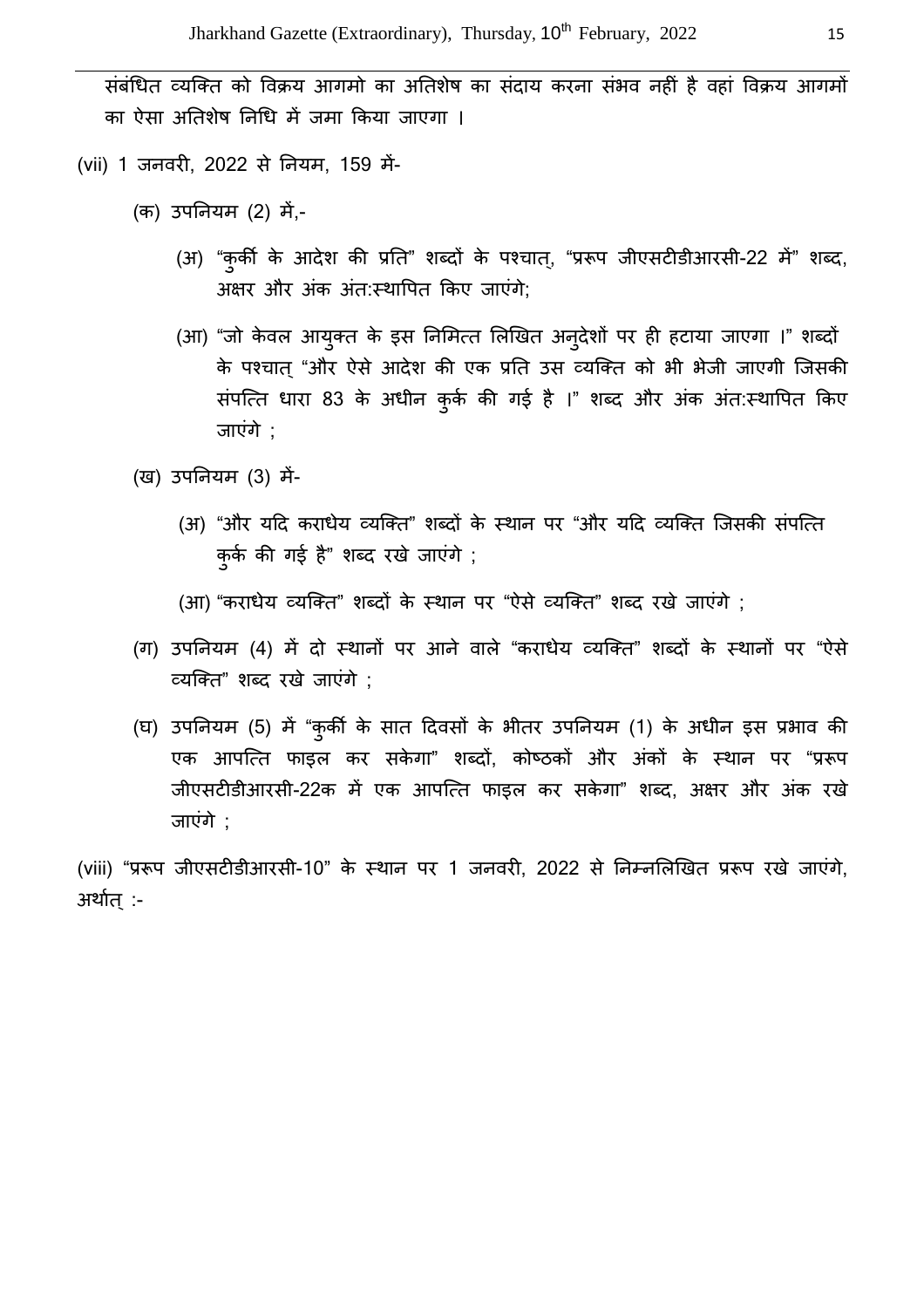संबंधित व्यक्ति को विक्रय आगमो का अतिशेष का संदाय करना संभव नहीं है वहां विक्रय आगमों का ऐसा अतिशेष निधि में जमा किया जाएगा ।

(vii) 1 जनवरी, 2022 से नियम, 159 में-

(क) उपनियम (2) में,-

(अ) "कुर्की के आदेश की प्रति" शब्दों के पश्चात्, "प्ररूप जीएसटीडीआरसी-22 में" शब्द, अक्षर और अंक अंतःस्थापित किए जाएंगे;

(आ) "जो केवल आयुक्त के इस निमित्त लिखित अनुदेशों पर ही हटाया जाएगा ।" शब्दों के पश्चात् "और ऐसे आदेश की एक प्रति उस व्यक्ति को भी भेजी जाएगी जिसकी संपत्ति धारा 83 के अधीन कुर्क की गई है ।" शब्द और अंक अंतःस्थापित किए जाएंगे ;

(ख) उपनियम (3) में-

(अ) "और यदि कराधेय व्यक्ति" शब्दों के स्थान पर "और यदि व्यक्ति जिसकी संपत्ति कुर्क की गई है" शब्द रखे जाएंगे ;

(आ) "कराधेय व्यक्ति" शब्दों के स्थान पर "ऐसे व्यक्ति" शब्द रखे जाएंगे ;

(ग) उपनियम (4) में दो स्थानों पर आने वाले "कराधेय व्यक्ति" शब्दों के स्थानों पर "ऐसे व्यक्ति" शब्द रखे जाएंगे ;

(घ) उपनियम (5) में "कुर्की के सात दिवसों के भीतर उपनियम (1) के अधीन इस प्रभाव की एक आपत्ति फाइल कर सकेगा" शब्दों, कोष्ठकों और अंकों के स्थान पर "प्ररूप जीएसटीडीआरसी-22क में एक आपत्ति फाइल कर सकेगा" शब्द, अक्षर और अंक रखे जाएंगे ;

(viii) "प्ररूप जीएसटीडीआरसी-10" के स्थान पर 1 जनवरी, 2022 से निम्नलिखित प्ररूप रखे जाएंगे, अर्थात् :-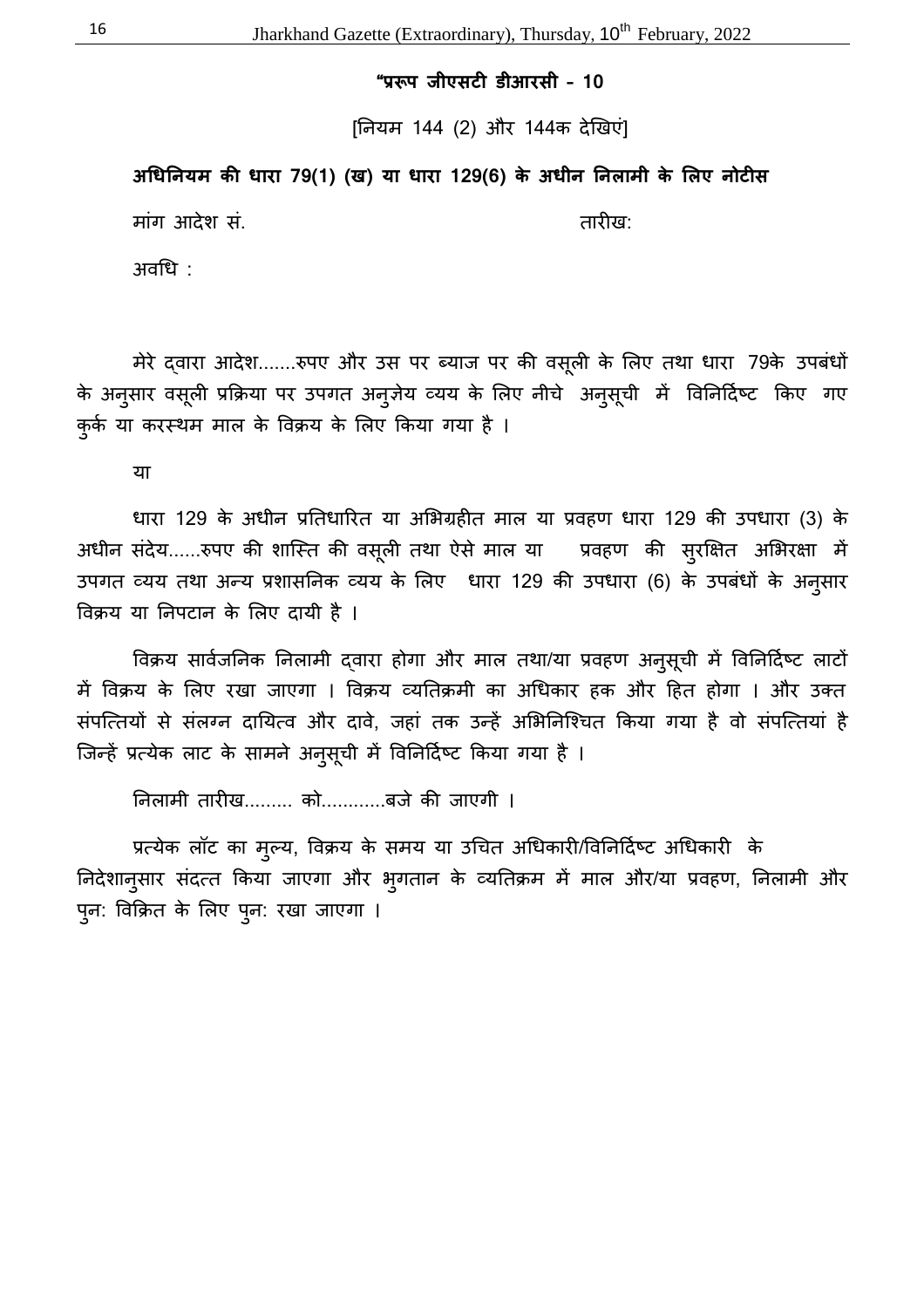**"प्ररूप जीएसटी डीआरसी - 10**

[नियम 144 (2) और 144क देखिएं]

**अधिनियम की धारा 79(1) (ख) या धारा 129(6) के अधीन निलामी के लिए नोटीस**

मांग आदेश सं. तारीख:

अवधि :

मेरे द्वारा आदेश.......रुपए और उस पर ब्याज पर की वसूली के लिए तथा धारा 79के उपबंधों के अनुसार वसूली प्रक्रिया पर उपगत अनुज्ञेय व्यय के लिए नीचे अनुसूची में विनिर्दिष्ट किए गए कुर्क या करस्थम माल के विक्रय के लिए किया गया है ।

या

धारा 129 के अधीन प्रतिधारित या अभिग्रहीत माल या प्रवहण धारा 129 की उपधारा (3) के अधीन संदेय......रुपए की शास्ति की वसूली तथा ऐसे माल या प्रवहण की सुरक्षित अभिरक्षा में उपगत व्यय तथा अन्य प्रशासनिक व्यय के लिए धारा 129 की उपधारा (6) के उपबंधों के अनुसार विक्रय या निपटान के लिए दायी है ।

विक्रय सार्वजनिक निलामी द्वारा होगा और माल तथा/या प्रवहण अनुसूची में विनिर्दिष्ट लाटों में विक्रय के लिए रखा जाएगा । विक्रय व्यतिक्रमी का अधिकार हक और हित होगा । और उक्त संपत्तियों से संलग्न दायित्व और दावे, जहां तक उन्हें अभिनिश्चित किया गया है वो संपत्तियां है जिन्हें प्रत्येक लाट के सामने अनुसूची में विनिर्दिष्ट किया गया है ।

निलामी तारीख......... को............बजे की जाएगी ।

प्रत्येक लॉट का मुल्य, विक्रय के समय या उचित अधिकारी/विनिर्दिष्ट अधिकारी के निदेशानुसार संदत्त किया जाएगा और भुगतान के व्यतिक्रम में माल और/या प्रवहण, निलामी और पुन: विक्रित के लिए पुन: रखा जाएगा ।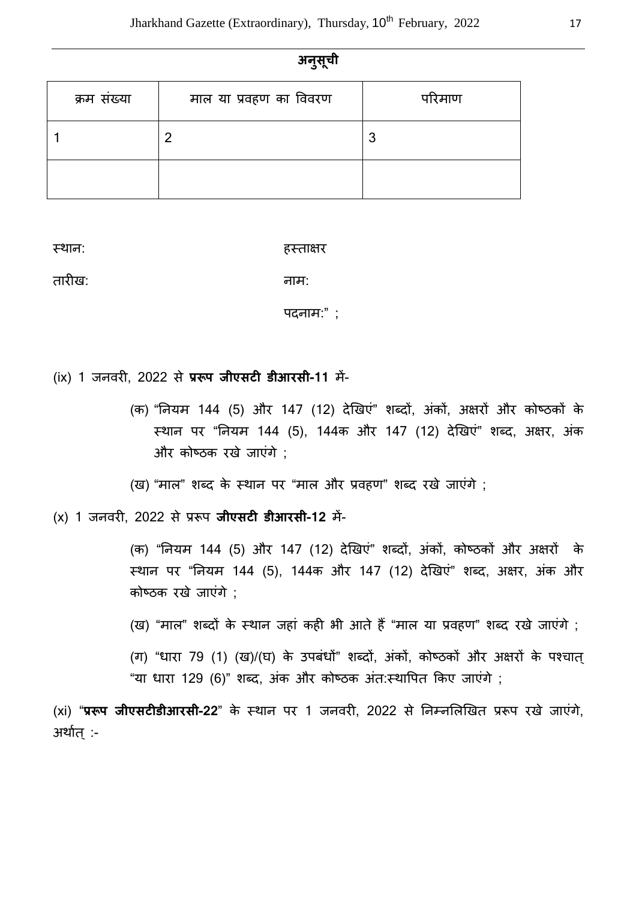**अनुसूची**

| क्रम संख्या | माल या प्रवहण का विवरण | परिमाण |
|---|---|---|
| 1 | 2 | 3 |
| | | |

स्थान: हस्ताक्षर

तारीख: नाम:

पदनाम:" ;

(ix) 1 जनवरी, 2022 से **प्ररूप जीएसटी डीआरसी-11** में-

(क) "नियम 144 (5) और 147 (12) देखिएं" शब्दों, अंकों, अक्षरों और कोष्ठकों के स्थान पर "नियम 144 (5), 144क और 147 (12) देखिएं" शब्द, अक्षर, अंक और कोष्ठक रखे जाएंगे ;

(ख) "माल" शब्द के स्थान पर "माल और प्रवहण" शब्द रखे जाएंगे ;

(x) 1 जनवरी, 2022 से प्ररूप **जीएसटी डीआरसी-12** में-

(क) "नियम 144 (5) और 147 (12) देखिएं" शब्दों, अंकों, कोष्ठकों और अक्षरों के स्थान पर "नियम 144 (5), 144क और 147 (12) देखिएं" शब्द, अक्षर, अंक और कोष्ठक रखे जाएंगे ;

(ख) "माल" शब्दों के स्थान जहां कही भी आते हैं "माल या प्रवहण" शब्द रखे जाएंगे ;

(ग) "धारा 79 (1) (ख)/(घ) के उपबंधों" शब्दों, अंकों, कोष्ठकों और अक्षरों के पश्चात् "या धारा 129 (6)" शब्द, अंक और कोष्ठक अंत:स्थापित किए जाएंगे ;

(xi) "**प्ररूप जीएसटीडीआरसी-22**" के स्थान पर 1 जनवरी, 2022 से निम्नलिखित प्ररूप रखे जाएंगे, अर्थात् :-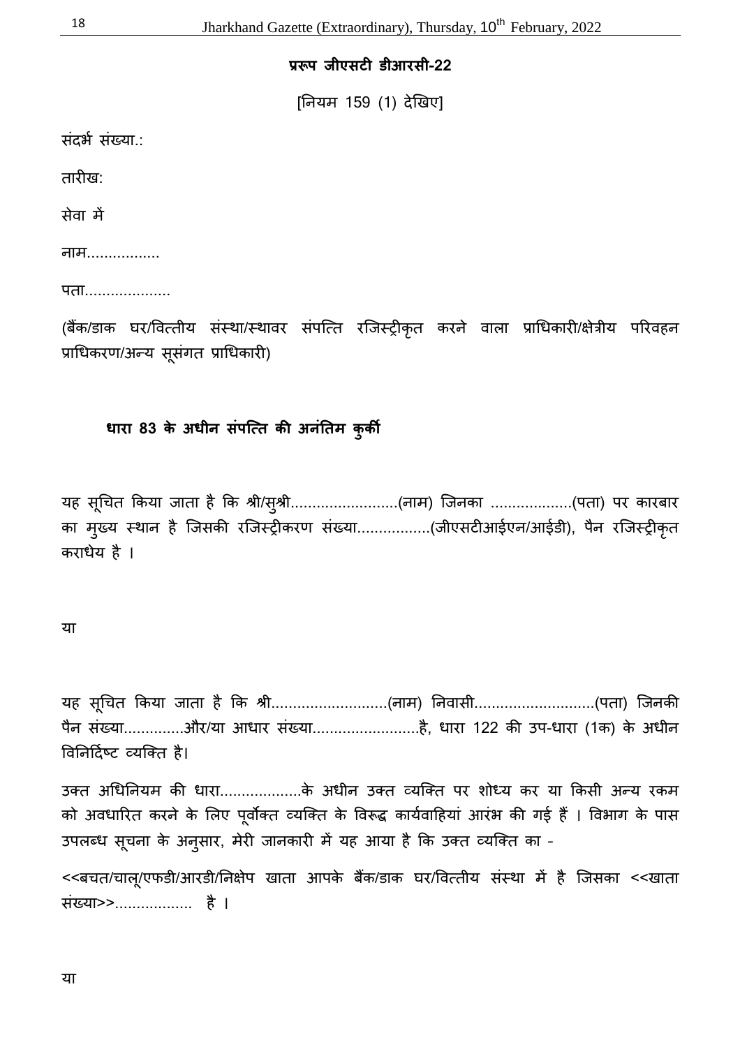**प्ररूप जीएसटी डीआरसी-22**

[नियम 159 (1) देखिए]

संदर्भ संख्या.:

तारीख:

सेवा में

नाम.................

पता....................

(बैंक/डाक घर/वित्तीय संस्था/स्थावर संपत्ति रजिस्ट्रीकृत करने वाला प्राधिकारी/क्षेत्रीय परिवहन प्राधिकरण/अन्य सूसंगत प्राधिकारी)

**धारा 83 के अधीन संपत्ति की अनंतिम कुर्की**

यह सूचित किया जाता है कि श्री/सुश्री.........................(नाम) जिनका ...................(पता) पर कारबार का मुख्य स्थान है जिसकी रजिस्ट्रीकरण संख्या.................(जीएसटीआईएन/आईडी), पैन रजिस्ट्रीकृत कराधेय है ।

या

यह सूचित किया जाता है कि श्री...........................(नाम) निवासी............................(पता) जिनकी पैन संख्या..............और/या आधार संख्या.........................है, धारा 122 की उप-धारा (1क) के अधीन विनिर्दिष्ट व्यक्ति है।

उक्त अधिनियम की धारा...................के अधीन उक्त व्यक्ति पर शोध्य कर या किसी अन्य रकम को अवधारित करने के लिए पूर्वोक्त व्यक्ति के विरूद्ध कार्यवाहियां आरंभ की गई हैं । विभाग के पास उपलब्ध सूचना के अनुसार, मेरी जानकारी में यह आया है कि उक्त व्यक्ति का -

<<बचत/चालू/एफडी/आरडी/निक्षेप खाता आपके बैंक/डाक घर/वित्तीय संस्था में है जिसका <<खाता संख्या>>.................. है ।

या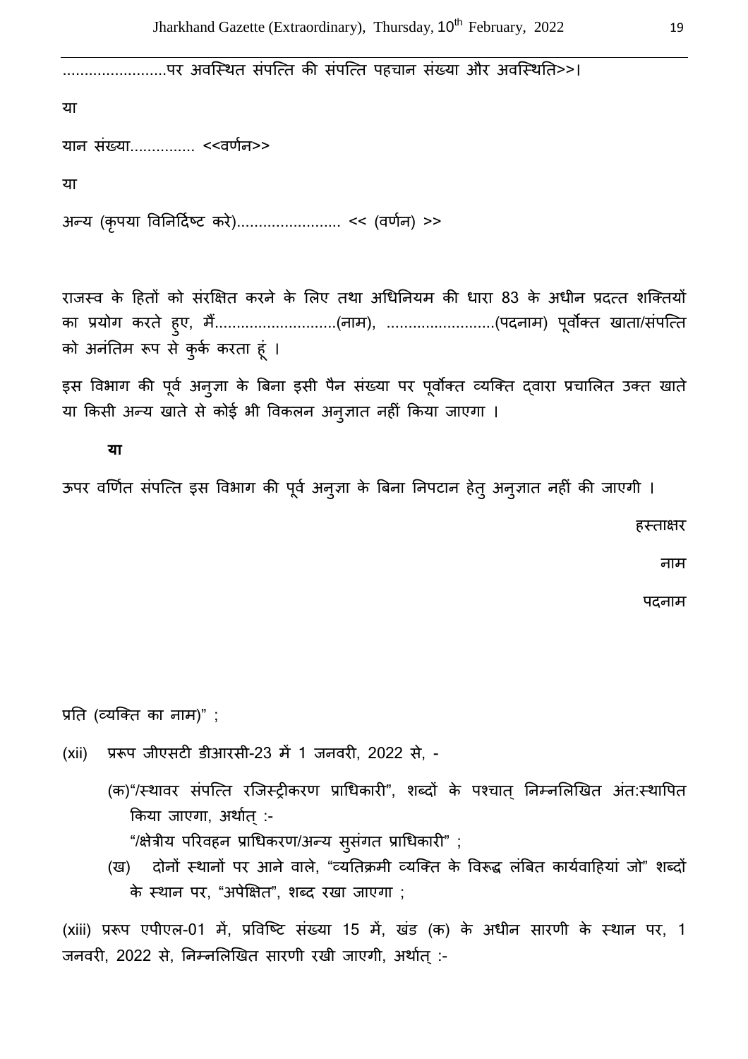........................पर अवस्थित संपत्ति की संपत्ति पहचान संख्या और अवस्थिति>>।

या

यान संख्या.............. <<वर्णन>>

या

अन्य (कृपया विनिर्दिष्ट करे)........................ << (वर्णन) >>

राजस्व के हितों को संरक्षित करने के लिए तथा अधिनियम की धारा 83 के अधीन प्रदत्त शक्तियों का प्रयोग करते हुए, मैं............................(नाम), .........................(पदनाम) पूर्वोक्त खाता/संपत्ति को अनंतिम रूप से कुर्क करता हूं ।

इस विभाग की पूर्व अनुज्ञा के बिना इसी पैन संख्या पर पूर्वोक्त व्यक्ति द्वारा प्रचालित उक्त खाते या किसी अन्य खाते से कोई भी विकलन अनुज्ञात नहीं किया जाएगा ।

**या**

ऊपर वर्णित संपत्ति इस विभाग की पूर्व अनुज्ञा के बिना निपटान हेतु अनुज्ञात नहीं की जाएगी ।

हस्ताक्षर

नाम

पदनाम

प्रति (व्यक्ति का नाम)" ;

(xii) प्ररूप जीएसटी डीआरसी-23 में 1 जनवरी, 2022 से, -

(क)"/स्थावर संपत्ति रजिस्ट्रीकरण प्राधिकारी", शब्दों के पश्चात् निम्नलिखित अंत:स्थापित किया जाएगा, अर्थात् :-
"/क्षेत्रीय परिवहन प्राधिकरण/अन्य सुसंगत प्राधिकारी" ;

(ख) दोनों स्थानों पर आने वाले, "व्यतिक्रमी व्यक्ति के विरूद्ध लंबित कार्यवाहियां जो" शब्दों के स्थान पर, "अपेक्षित", शब्द रखा जाएगा ;

(xiii) प्ररूप एपीएल-01 में, प्रविष्टि संख्या 15 में, खंड (क) के अधीन सारणी के स्थान पर, 1 जनवरी, 2022 से, निम्नलिखित सारणी रखी जाएगी, अर्थात् :-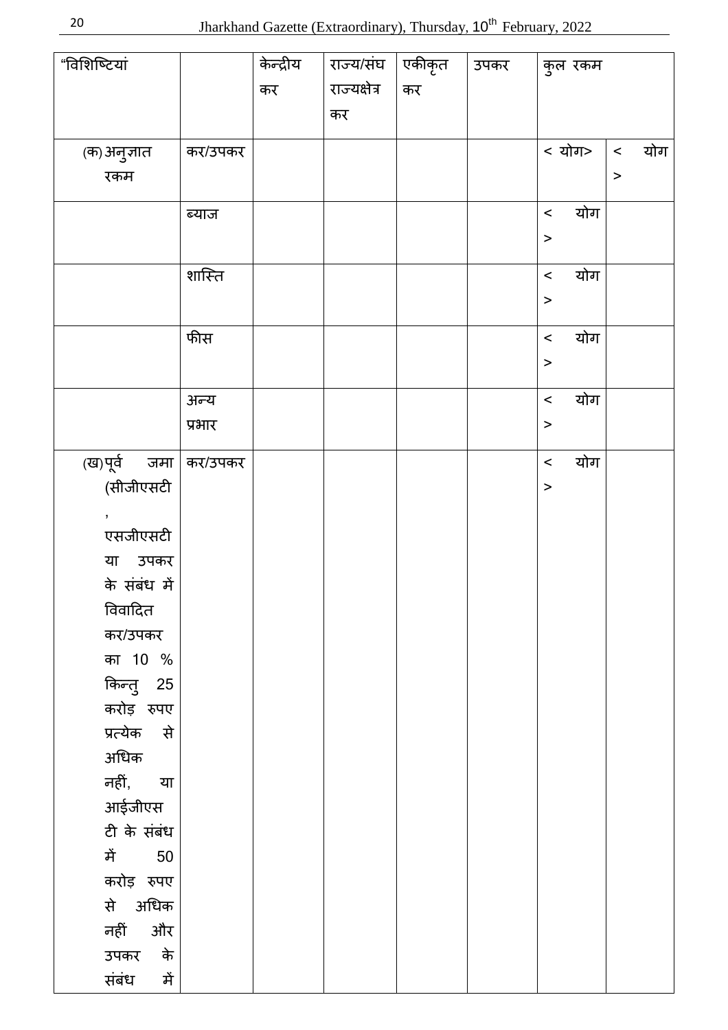| "विशिष्टियां | | केन्द्रीय कर | राज्य/संघ राज्यक्षेत्र कर | एकीकृत कर | उपकर | कुल रकम | |
|---|---|---|---|---|---|---|---|
| (क) अनुज्ञात रकम | कर/उपकर | | | | | < योग> | < योग > |
| | ब्याज | | | | | < योग > | |
| | शास्ति | | | | | < योग > | |
| | फीस | | | | | < योग > | |
| | अन्य प्रभार | | | | | < योग > | |
| (ख) पूर्व जमा (सीजीएसटी, एसजीएसटी या उपकर के संबंध में विवादित कर/उपकर का 10 % किन्तु 25 करोड़ रुपए प्रत्येक से अधिक नहीं, या आईजीएसटी के संबंध में 50 करोड़ रुपए से अधिक नहीं और उपकर के संबंध में | कर/उपकर | | | | | < योग > | |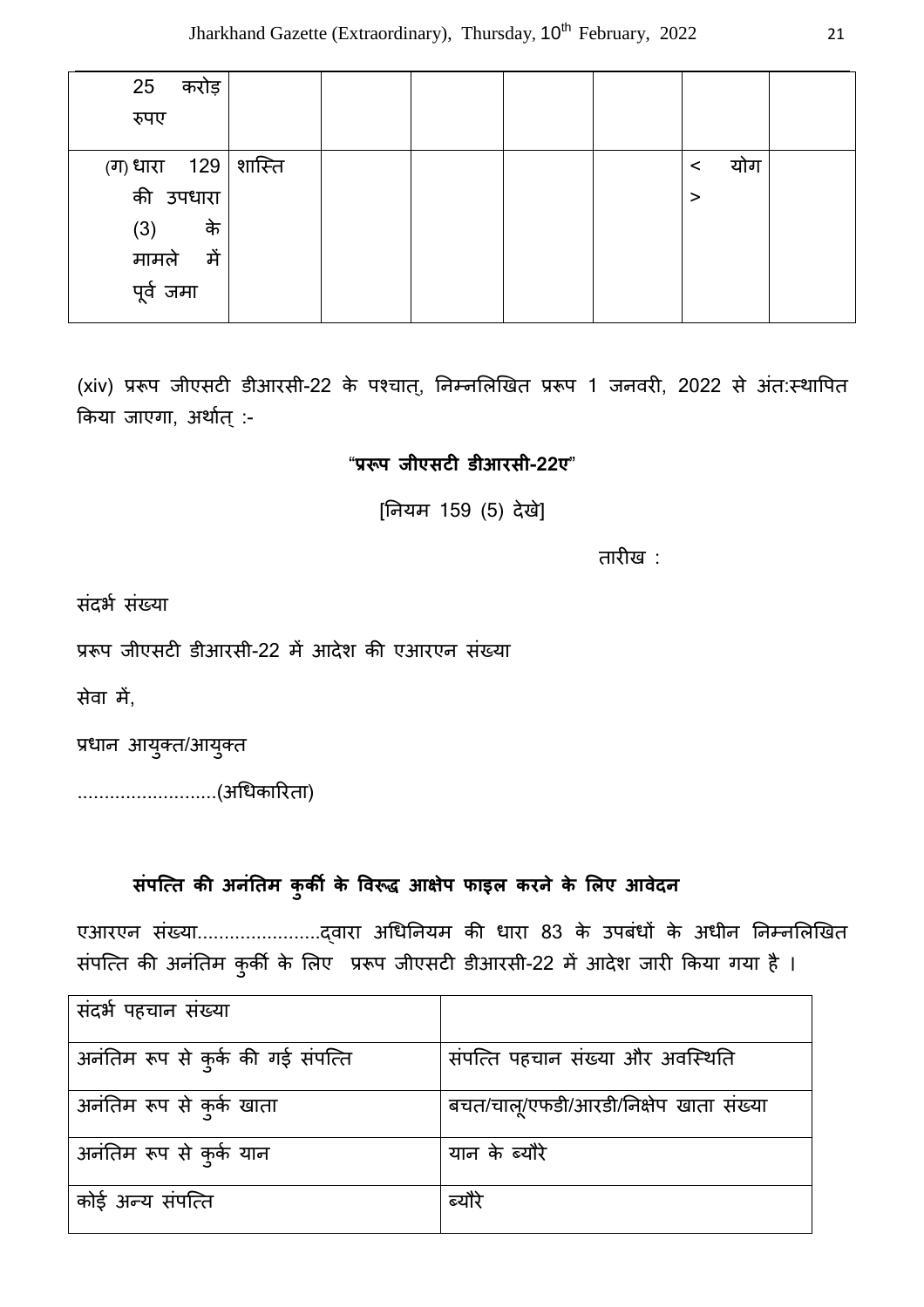| 25 करोड़ रुपए | | | | | | | |
|---|---|---|---|---|---|---|---|
| (ग) धारा 129 की उपधारा (3) के मामले में पूर्व जमा | शास्ति | | | | | < योग > | |

(xiv) प्ररूप जीएसटी डीआरसी-22 के पश्चात्, निम्नलिखित प्ररूप 1 जनवरी, 2022 से अंतःस्थापित किया जाएगा, अर्थात् :-

**"प्ररूप जीएसटी डीआरसी-22ए"**

[नियम 159 (5) देखे]

तारीख :

संदर्भ संख्या

प्ररूप जीएसटी डीआरसी-22 में आदेश की एआरएन संख्या

सेवा में,

प्रधान आयुक्त/आयुक्त

..........................(अधिकारिता)

## संपत्ति की अनंतिम कुर्की के विरूद्ध आक्षेप फाइल करने के लिए आवेदन

एआरएन संख्या.......................द्वारा अधिनियम की धारा 83 के उपबंधों के अधीन निम्नलिखित संपत्ति की अनंतिम कुर्की के लिए प्ररूप जीएसटी डीआरसी-22 में आदेश जारी किया गया है ।

| संदर्भ पहचान संख्या | |
|---|---|
| अनंतिम रूप से कुर्क की गई संपत्ति | संपत्ति पहचान संख्या और अवस्थिति |
| अनंतिम रूप से कुर्क खाता | बचत/चालू/एफडी/आरडी/निक्षेप खाता संख्या |
| अनंतिम रूप से कुर्क यान | यान के ब्यौरे |
| कोई अन्य संपत्ति | ब्यौरे |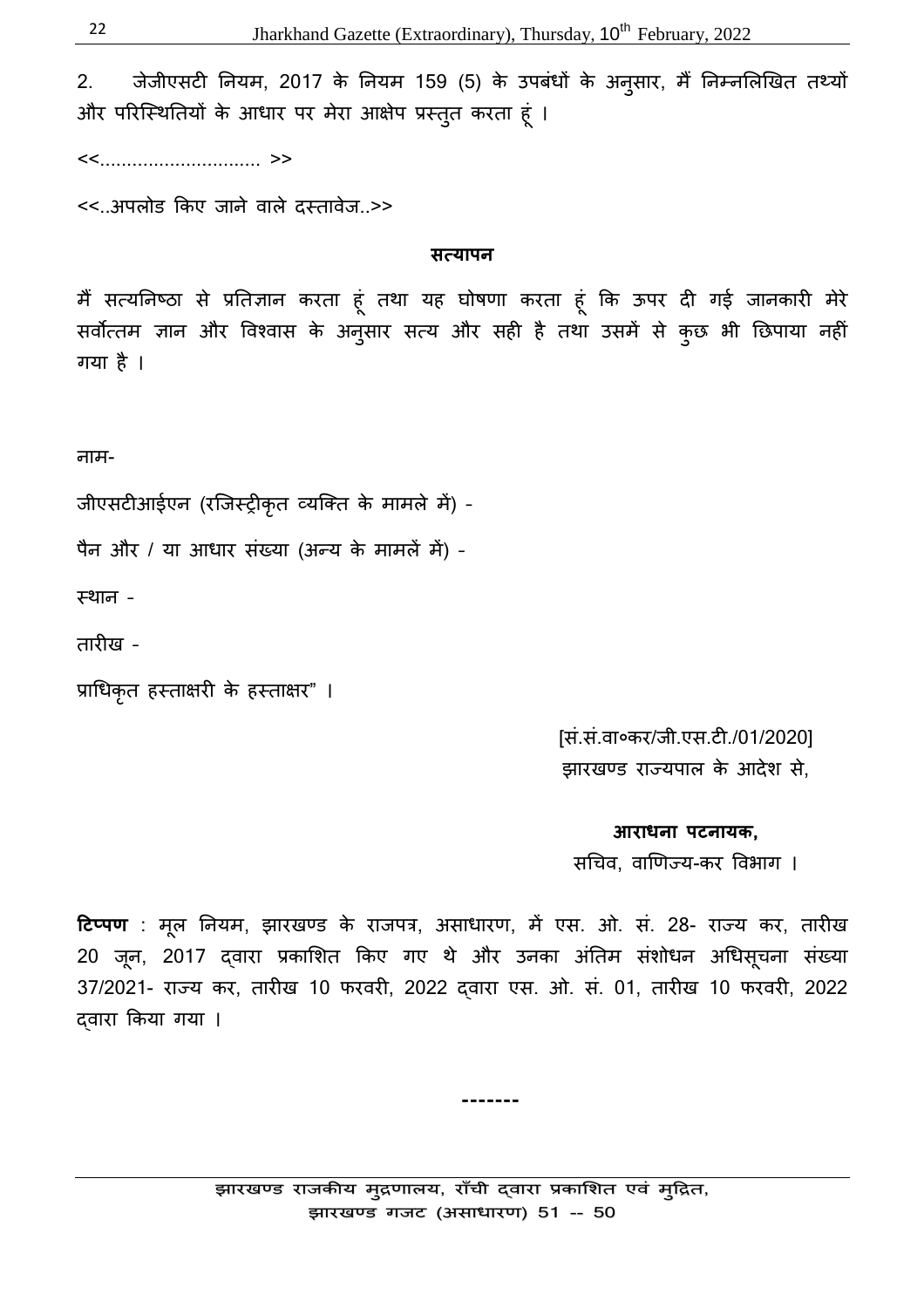2. जेजीएसटी नियम, 2017 के नियम 159 (5) के उपबंधों के अनुसार, मैं निम्नलिखित तथ्यों और परिस्थितियों के आधार पर मेरा आक्षेप प्रस्तुत करता हूं ।

<<............................. >>

<<..अपलोड किए जाने वाले दस्तावेज..>>

**सत्यापन**

मैं सत्यनिष्ठा से प्रतिज्ञान करता हूं तथा यह घोषणा करता हूं कि ऊपर दी गई जानकारी मेरे सर्वोत्तम ज्ञान और विश्वास के अनुसार सत्य और सही है तथा उसमें से कुछ भी छिपाया नहीं गया है ।

नाम-

जीएसटीआईएन (रजिस्ट्रीकृत व्यक्ति के मामले में) -

पैन और / या आधार संख्या (अन्य के मामले में) -

स्थान -

तारीख -

प्राधिकृत हस्ताक्षरी के हस्ताक्षर" ।

[सं.सं.वा०कर/जी.एस.टी./01/2020]

झारखण्ड राज्यपाल के आदेश से,

**आराधना पटनायक,**

सचिव, वाणिज्य-कर विभाग ।

**टिप्पण** : मूल नियम, झारखण्ड के राजपत्र, असाधारण, में एस. ओ. सं. 28- राज्य कर, तारीख 20 जून, 2017 द्वारा प्रकाशित किए गए थे और उनका अंतिम संशोधन अधिसूचना संख्या 37/2021- राज्य कर, तारीख 10 फरवरी, 2022 द्वारा एस. ओ. सं. 01, तारीख 10 फरवरी, 2022 द्वारा किया गया ।

-------

झारखण्ड राजकीय मुद्रणालय, राँची द्वारा प्रकाशित एवं मुद्रित,

झारखण्ड गजट (असाधारण) 51 -- 50